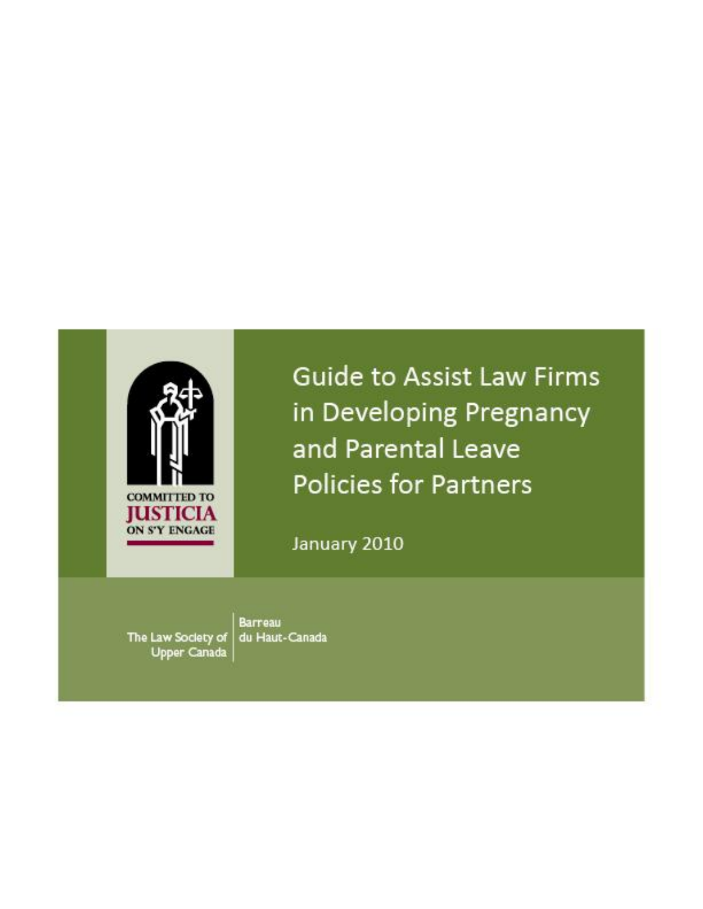# Guide to Assist Law Firms in Developing Pregnancy and Parental Leave Policies for Partners

January 2010

COMMITTED TO JUSTICIA ON S'Y ENGAGE

The Law Society of Upper Canada | Barreau du Haut-Canada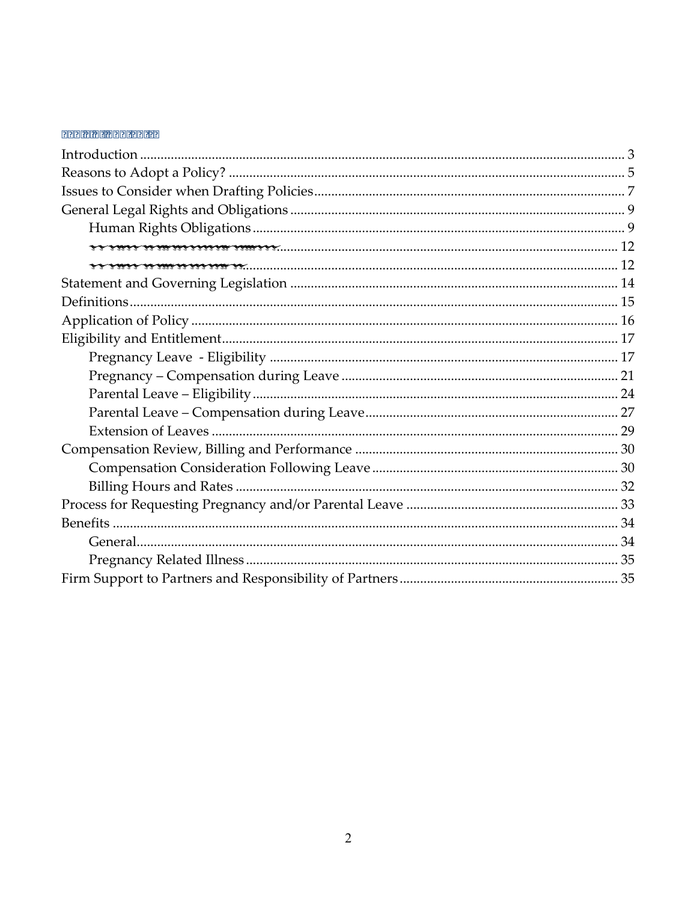Introduction ........................................................................ 3
Reasons to Adopt a Policy? ........................................................................ 5
Issues to Consider when Drafting Policies ........................................................................ 7
General Legal Rights and Obligations ........................................................................ 9
    Human Rights Obligations ........................................................................ 9
    ........................................................................ 12
    ........................................................................ 12
Statement and Governing Legislation ........................................................................ 14
Definitions ........................................................................ 15
Application of Policy ........................................................................ 16
Eligibility and Entitlement ........................................................................ 17
    Pregnancy Leave - Eligibility ........................................................................ 17
    Pregnancy – Compensation during Leave ........................................................................ 21
    Parental Leave – Eligibility ........................................................................ 24
    Parental Leave – Compensation during Leave ........................................................................ 27
    Extension of Leaves ........................................................................ 29
Compensation Review, Billing and Performance ........................................................................ 30
    Compensation Consideration Following Leave ........................................................................ 30
    Billing Hours and Rates ........................................................................ 32
Process for Requesting Pregnancy and/or Parental Leave ........................................................................ 33
Benefits ........................................................................ 34
    General ........................................................................ 34
    Pregnancy Related Illness ........................................................................ 35
Firm Support to Partners and Responsibility of Partners ........................................................................ 35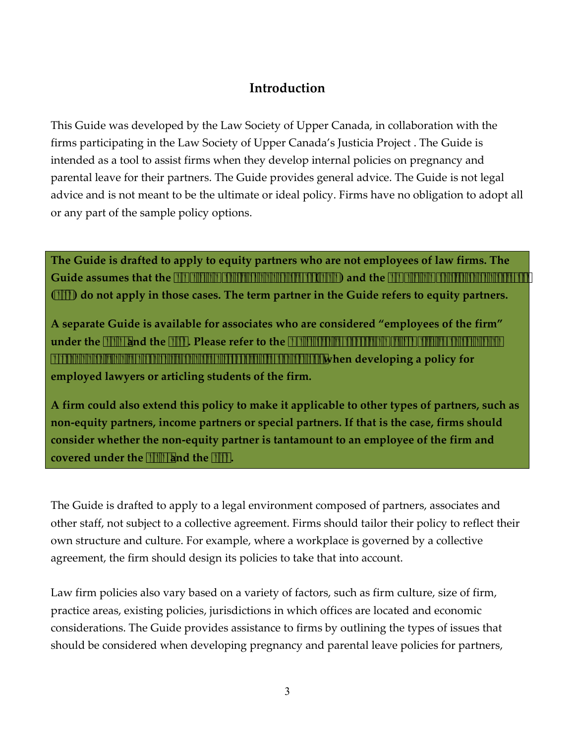## Introduction

This Guide was developed by the Law Society of Upper Canada, in collaboration with the firms participating in the Law Society of Upper Canada's Justicia Project . The Guide is intended as a tool to assist firms when they develop internal policies on pregnancy and parental leave for their partners. The Guide provides general advice. The Guide is not legal advice and is not meant to be the ultimate or ideal policy. Firms have no obligation to adopt all or any part of the sample policy options.

> **The Guide is drafted to apply to equity partners who are not employees of law firms. The Guide assumes that the ( ) and the ( ) do not apply in those cases. The term partner in the Guide refers to equity partners.**
>
> **A separate Guide is available for associates who are considered "employees of the firm" under the and the . Please refer to the when developing a policy for employed lawyers or articling students of the firm.**
>
> **A firm could also extend this policy to make it applicable to other types of partners, such as non-equity partners, income partners or special partners. If that is the case, firms should consider whether the non-equity partner is tantamount to an employee of the firm and covered under the and the .**

The Guide is drafted to apply to a legal environment composed of partners, associates and other staff, not subject to a collective agreement. Firms should tailor their policy to reflect their own structure and culture. For example, where a workplace is governed by a collective agreement, the firm should design its policies to take that into account.

Law firm policies also vary based on a variety of factors, such as firm culture, size of firm, practice areas, existing policies, jurisdictions in which offices are located and economic considerations. The Guide provides assistance to firms by outlining the types of issues that should be considered when developing pregnancy and parental leave policies for partners,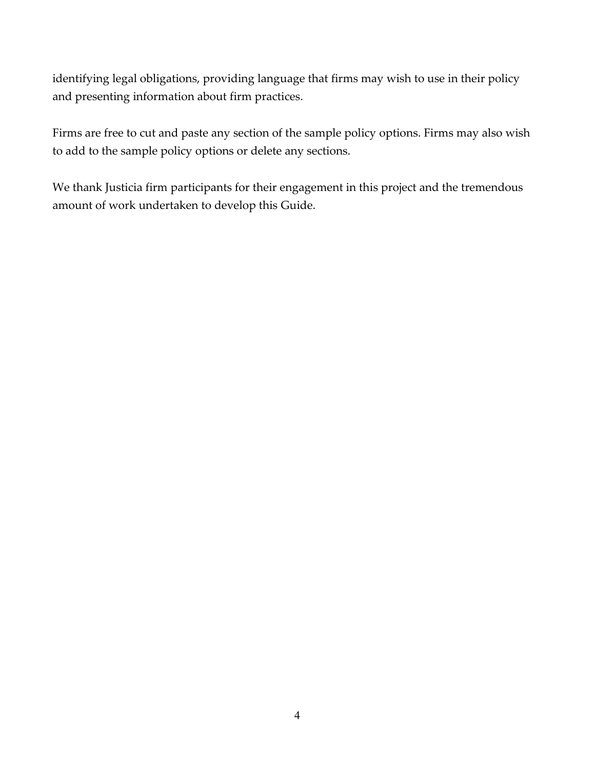identifying legal obligations, providing language that firms may wish to use in their policy and presenting information about firm practices.

Firms are free to cut and paste any section of the sample policy options. Firms may also wish to add to the sample policy options or delete any sections.

We thank Justicia firm participants for their engagement in this project and the tremendous amount of work undertaken to develop this Guide.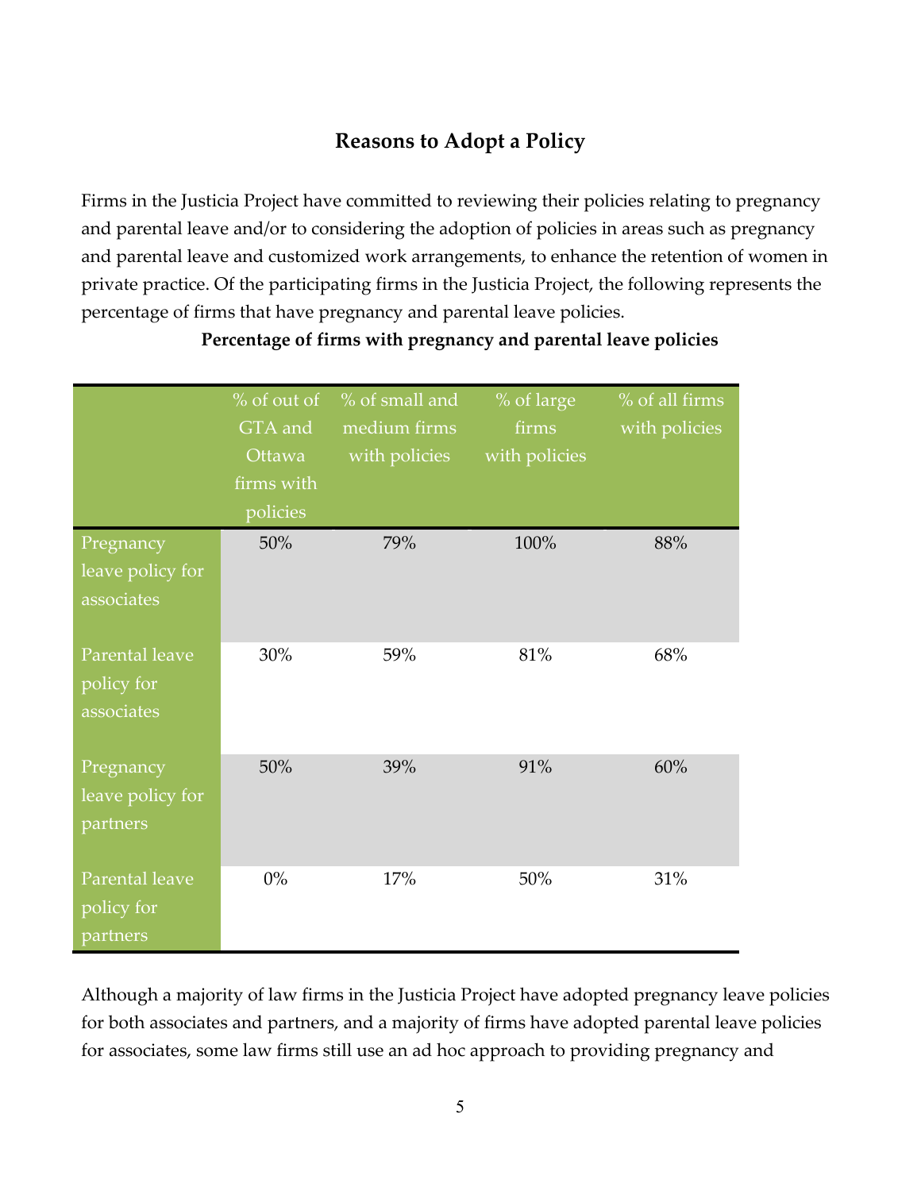## Reasons to Adopt a Policy

Firms in the Justicia Project have committed to reviewing their policies relating to pregnancy and parental leave and/or to considering the adoption of policies in areas such as pregnancy and parental leave and customized work arrangements, to enhance the retention of women in private practice. Of the participating firms in the Justicia Project, the following represents the percentage of firms that have pregnancy and parental leave policies.

**Percentage of firms with pregnancy and parental leave policies**

| | % of out of GTA and Ottawa firms with policies | % of small and medium firms with policies | % of large firms with policies | % of all firms with policies |
|---|---|---|---|---|
| Pregnancy leave policy for associates | 50% | 79% | 100% | 88% |
| Parental leave policy for associates | 30% | 59% | 81% | 68% |
| Pregnancy leave policy for partners | 50% | 39% | 91% | 60% |
| Parental leave policy for partners | 0% | 17% | 50% | 31% |

Although a majority of law firms in the Justicia Project have adopted pregnancy leave policies for both associates and partners, and a majority of firms have adopted parental leave policies for associates, some law firms still use an ad hoc approach to providing pregnancy and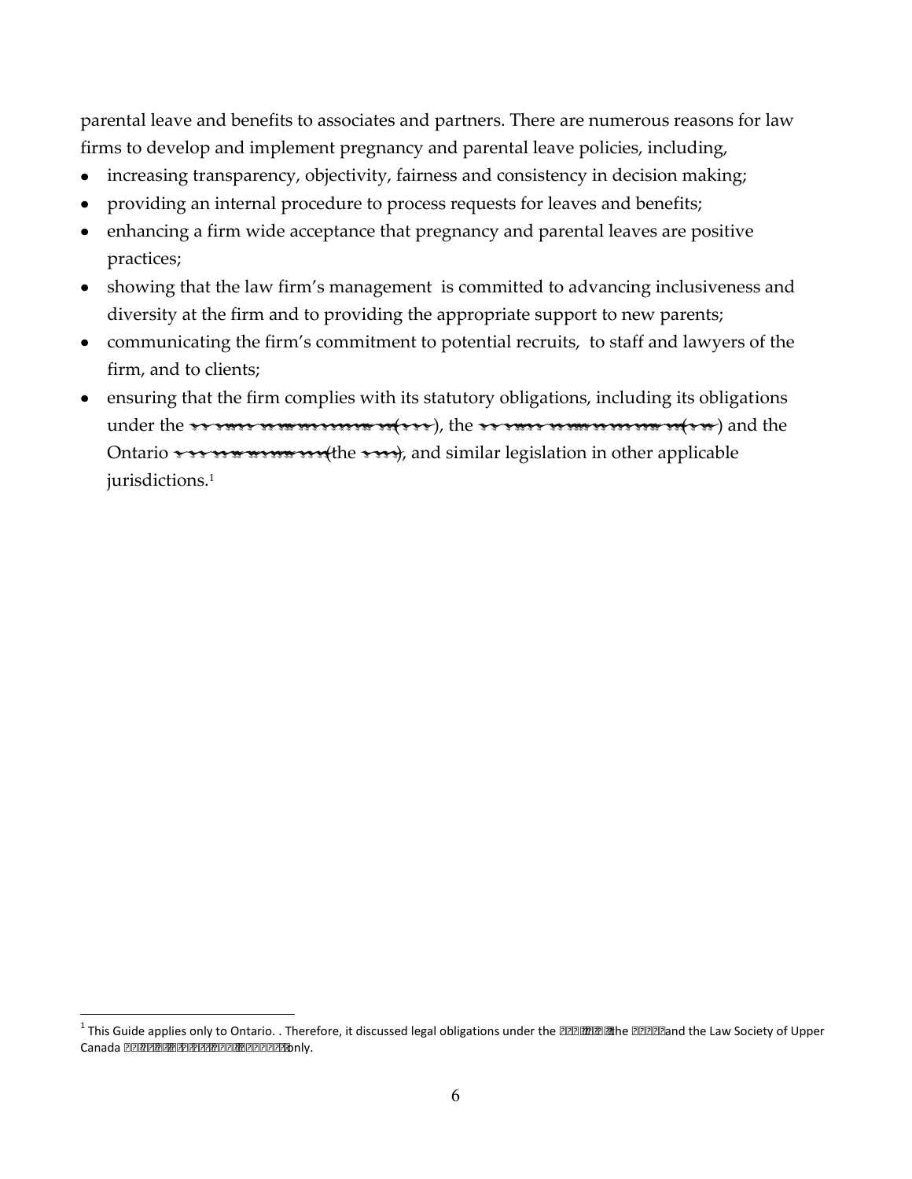parental leave and benefits to associates and partners. There are numerous reasons for law firms to develop and implement pregnancy and parental leave policies, including,

- increasing transparency, objectivity, fairness and consistency in decision making;
- providing an internal procedure to process requests for leaves and benefits;
- enhancing a firm wide acceptance that pregnancy and parental leaves are positive practices;
- showing that the law firm's management is committed to advancing inclusiveness and diversity at the firm and to providing the appropriate support to new parents;
- communicating the firm's commitment to potential recruits, to staff and lawyers of the firm, and to clients;
- ensuring that the firm complies with its statutory obligations, including its obligations under the ( ), the ( ) and the Ontario (the ), and similar legislation in other applicable jurisdictions.[1]

[1] This Guide applies only to Ontario. . Therefore, it discussed legal obligations under the the and the Law Society of Upper Canada only.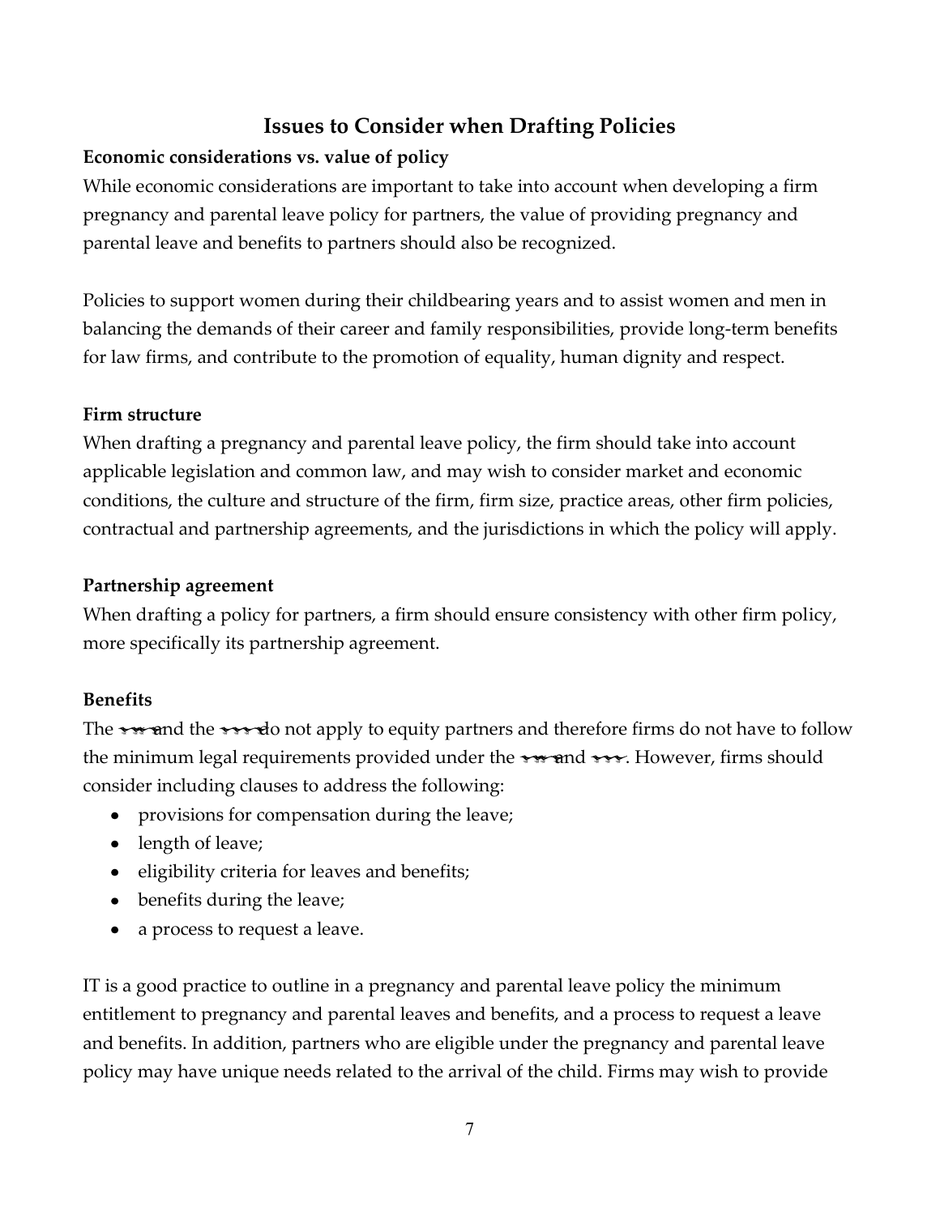# Issues to Consider when Drafting Policies

**Economic considerations vs. value of policy**

While economic considerations are important to take into account when developing a firm pregnancy and parental leave policy for partners, the value of providing pregnancy and parental leave and benefits to partners should also be recognized.

Policies to support women during their childbearing years and to assist women and men in balancing the demands of their career and family responsibilities, provide long-term benefits for law firms, and contribute to the promotion of equality, human dignity and respect.

**Firm structure**

When drafting a pregnancy and parental leave policy, the firm should take into account applicable legislation and common law, and may wish to consider market and economic conditions, the culture and structure of the firm, firm size, practice areas, other firm policies, contractual and partnership agreements, and the jurisdictions in which the policy will apply.

**Partnership agreement**

When drafting a policy for partners, a firm should ensure consistency with other firm policy, more specifically its partnership agreement.

**Benefits**

The ~~~ and the ~~~ do not apply to equity partners and therefore firms do not have to follow the minimum legal requirements provided under the ~~~ and ~~~. However, firms should consider including clauses to address the following:

- provisions for compensation during the leave;
- length of leave;
- eligibility criteria for leaves and benefits;
- benefits during the leave;
- a process to request a leave.

IT is a good practice to outline in a pregnancy and parental leave policy the minimum entitlement to pregnancy and parental leaves and benefits, and a process to request a leave and benefits. In addition, partners who are eligible under the pregnancy and parental leave policy may have unique needs related to the arrival of the child. Firms may wish to provide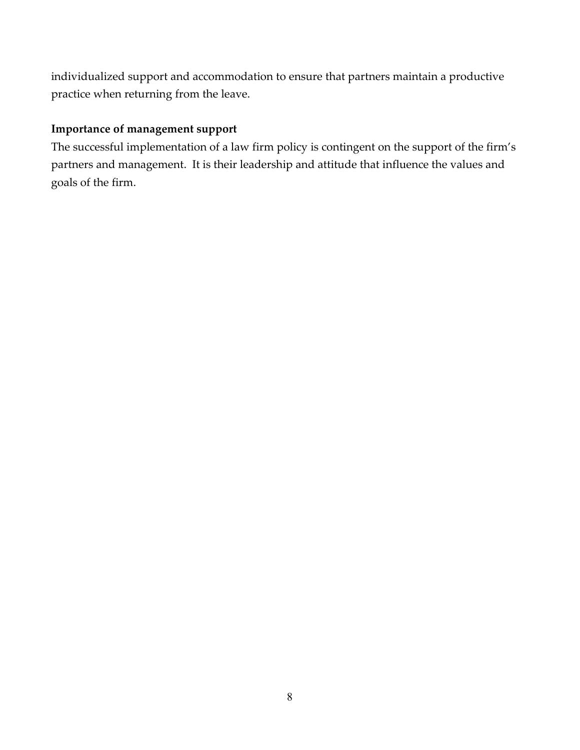individualized support and accommodation to ensure that partners maintain a productive practice when returning from the leave.

**Importance of management support**

The successful implementation of a law firm policy is contingent on the support of the firm's partners and management. It is their leadership and attitude that influence the values and goals of the firm.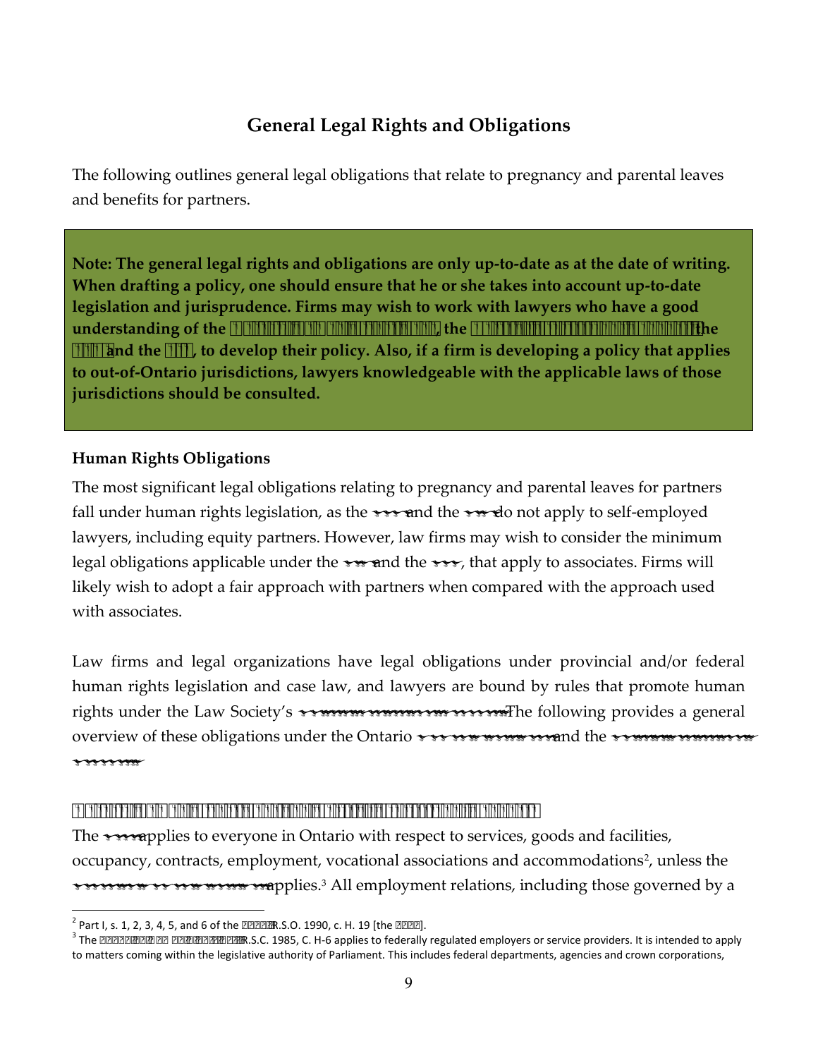## General Legal Rights and Obligations

The following outlines general legal obligations that relate to pregnancy and parental leaves and benefits for partners.

> **Note: The general legal rights and obligations are only up-to-date as at the date of writing. When drafting a policy, one should ensure that he or she takes into account up-to-date legislation and jurisprudence. Firms may wish to work with lawyers who have a good understanding of the , the the and the , to develop their policy. Also, if a firm is developing a policy that applies to out-of-Ontario jurisdictions, lawyers knowledgeable with the applicable laws of those jurisdictions should be consulted.**

### Human Rights Obligations

The most significant legal obligations relating to pregnancy and parental leaves for partners fall under human rights legislation, as the and the do not apply to self-employed lawyers, including equity partners. However, law firms may wish to consider the minimum legal obligations applicable under the and the , that apply to associates. Firms will likely wish to adopt a fair approach with partners when compared with the approach used with associates.

Law firms and legal organizations have legal obligations under provincial and/or federal human rights legislation and case law, and lawyers are bound by rules that promote human rights under the Law Society's The following provides a general overview of these obligations under the Ontario and the

The applies to everyone in Ontario with respect to services, goods and facilities, occupancy, contracts, employment, vocational associations and accommodations[2], unless the applies.[3] All employment relations, including those governed by a

---

[2] Part I, s. 1, 2, 3, 4, 5, and 6 of the R.S.O. 1990, c. H. 19 [the ].

[3] The R.S.C. 1985, C. H-6 applies to federally regulated employers or service providers. It is intended to apply to matters coming within the legislative authority of Parliament. This includes federal departments, agencies and crown corporations,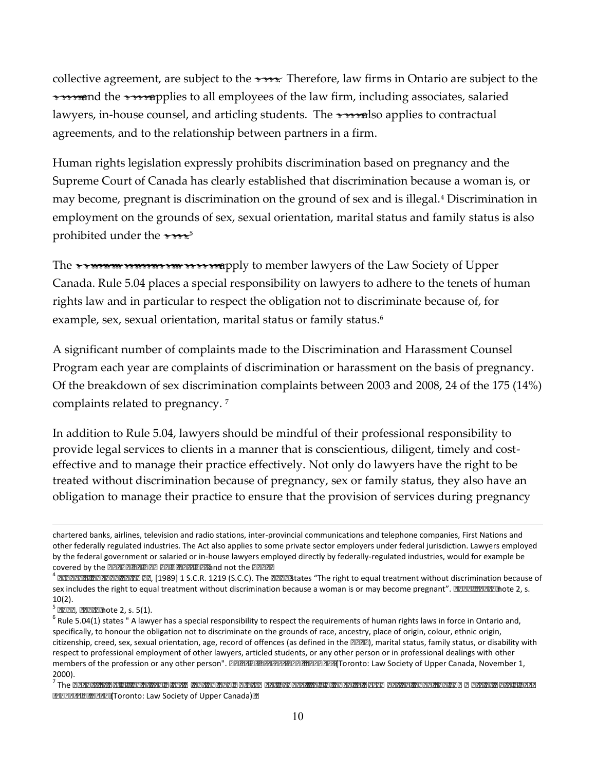collective agreement, are subject to the . Therefore, law firms in Ontario are subject to the and the applies to all employees of the law firm, including associates, salaried lawyers, in-house counsel, and articling students. The also applies to contractual agreements, and to the relationship between partners in a firm.

Human rights legislation expressly prohibits discrimination based on pregnancy and the Supreme Court of Canada has clearly established that discrimination because a woman is, or may become, pregnant is discrimination on the ground of sex and is illegal.[4] Discrimination in employment on the grounds of sex, sexual orientation, marital status and family status is also prohibited under the .[5]

The apply to member lawyers of the Law Society of Upper Canada. Rule 5.04 places a special responsibility on lawyers to adhere to the tenets of human rights law and in particular to respect the obligation not to discriminate because of, for example, sex, sexual orientation, marital status or family status.[6]

A significant number of complaints made to the Discrimination and Harassment Counsel Program each year are complaints of discrimination or harassment on the basis of pregnancy. Of the breakdown of sex discrimination complaints between 2003 and 2008, 24 of the 175 (14%) complaints related to pregnancy.[7]

In addition to Rule 5.04, lawyers should be mindful of their professional responsibility to provide legal services to clients in a manner that is conscientious, diligent, timely and cost-effective and to manage their practice effectively. Not only do lawyers have the right to be treated without discrimination because of pregnancy, sex or family status, they also have an obligation to manage their practice to ensure that the provision of services during pregnancy

---

chartered banks, airlines, television and radio stations, inter-provincial communications and telephone companies, First Nations and other federally regulated industries. The Act also applies to some private sector employers under federal jurisdiction. Lawyers employed by the federal government or salaried or in-house lawyers employed directly by federally-regulated industries, would for example be covered by the and not the

[4] , [1989] 1 S.C.R. 1219 (S.C.C). The states "The right to equal treatment without discrimination because of sex includes the right to equal treatment without discrimination because a woman is or may become pregnant". note 2, s. 10(2).

[5] , note 2, s. 5(1).

[6] Rule 5.04(1) states " A lawyer has a special responsibility to respect the requirements of human rights laws in force in Ontario and, specifically, to honour the obligation not to discriminate on the grounds of race, ancestry, place of origin, colour, ethnic origin, citizenship, creed, sex, sexual orientation, age, record of offences (as defined in the ), marital status, family status, or disability with respect to professional employment of other lawyers, articled students, or any other person or in professional dealings with other members of the profession or any other person". (Toronto: Law Society of Upper Canada, November 1, 2000).

[7] The (Toronto: Law Society of Upper Canada).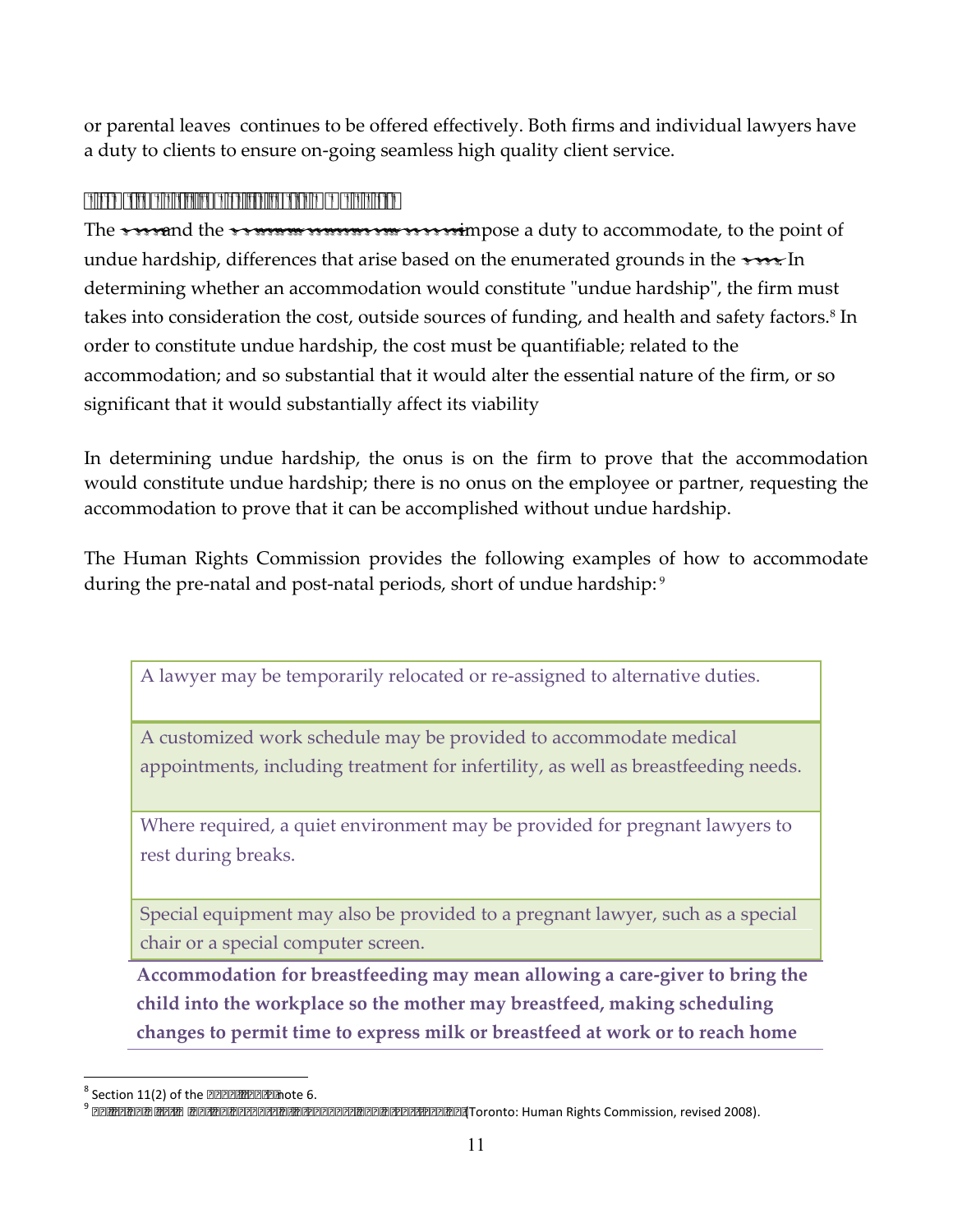or parental leaves continues to be offered effectively. Both firms and individual lawyers have a duty to clients to ensure on-going seamless high quality client service.

The [illegible] and the [illegible] impose a duty to accommodate, to the point of undue hardship, differences that arise based on the enumerated grounds in the [illegible]. In determining whether an accommodation would constitute "undue hardship", the firm must takes into consideration the cost, outside sources of funding, and health and safety factors.[8] In order to constitute undue hardship, the cost must be quantifiable; related to the accommodation; and so substantial that it would alter the essential nature of the firm, or so significant that it would substantially affect its viability

In determining undue hardship, the onus is on the firm to prove that the accommodation would constitute undue hardship; there is no onus on the employee or partner, requesting the accommodation to prove that it can be accomplished without undue hardship.

The Human Rights Commission provides the following examples of how to accommodate during the pre-natal and post-natal periods, short of undue hardship: [9]

| |
|---|
| A lawyer may be temporarily relocated or re-assigned to alternative duties. |
| A customized work schedule may be provided to accommodate medical appointments, including treatment for infertility, as well as breastfeeding needs. |
| Where required, a quiet environment may be provided for pregnant lawyers to rest during breaks. |
| Special equipment may also be provided to a pregnant lawyer, such as a special chair or a special computer screen. |
| **Accommodation for breastfeeding may mean allowing a care-giver to bring the child into the workplace so the mother may breastfeed, making scheduling changes to permit time to express milk or breastfeed at work or to reach home** |

[8] Section 11(2) of the [illegible] note 6.

[9] [illegible] (Toronto: Human Rights Commission, revised 2008).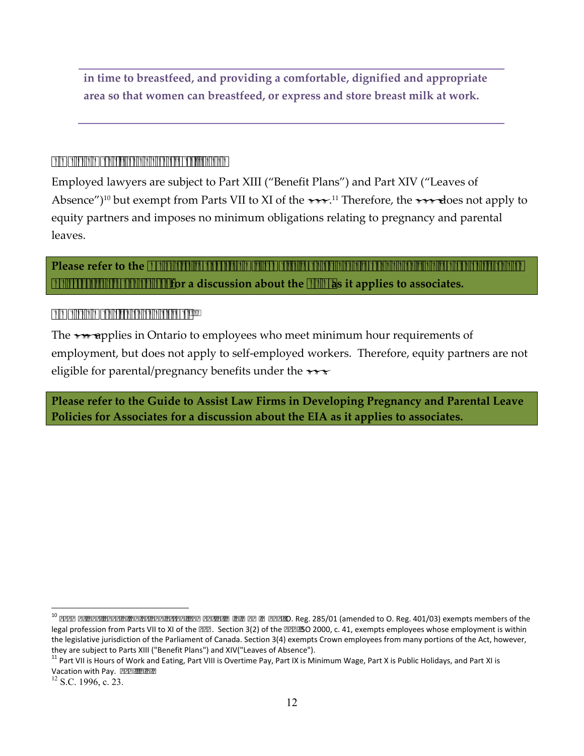**in time to breastfeed, and providing a comfortable, dignified and appropriate area so that women can breastfeed, or express and store breast milk at work.**

---

Employed lawyers are subject to Part XIII ("Benefit Plans") and Part XIV ("Leaves of Absence")[10] but exempt from Parts VII to XI of the .[11] Therefore, the does not apply to equity partners and imposes no minimum obligations relating to pregnancy and parental leaves.

**Please refer to the for a discussion about the as it applies to associates.**

The applies in Ontario to employees who meet minimum hour requirements of employment, but does not apply to self-employed workers. Therefore, equity partners are not eligible for parental/pregnancy benefits under the

**Please refer to the Guide to Assist Law Firms in Developing Pregnancy and Parental Leave Policies for Associates for a discussion about the EIA as it applies to associates.**

---

[10] O. Reg. 285/01 (amended to O. Reg. 401/03) exempts members of the legal profession from Parts VII to XI of the . Section 3(2) of the SO 2000, c. 41, exempts employees whose employment is within the legislative jurisdiction of the Parliament of Canada. Section 3(4) exempts Crown employees from many portions of the Act, however, they are subject to Parts XIII ("Benefit Plans") and XIV("Leaves of Absence").

[11] Part VII is Hours of Work and Eating, Part VIII is Overtime Pay, Part IX is Minimum Wage, Part X is Public Holidays, and Part XI is Vacation with Pay.

[12] S.C. 1996, c. 23.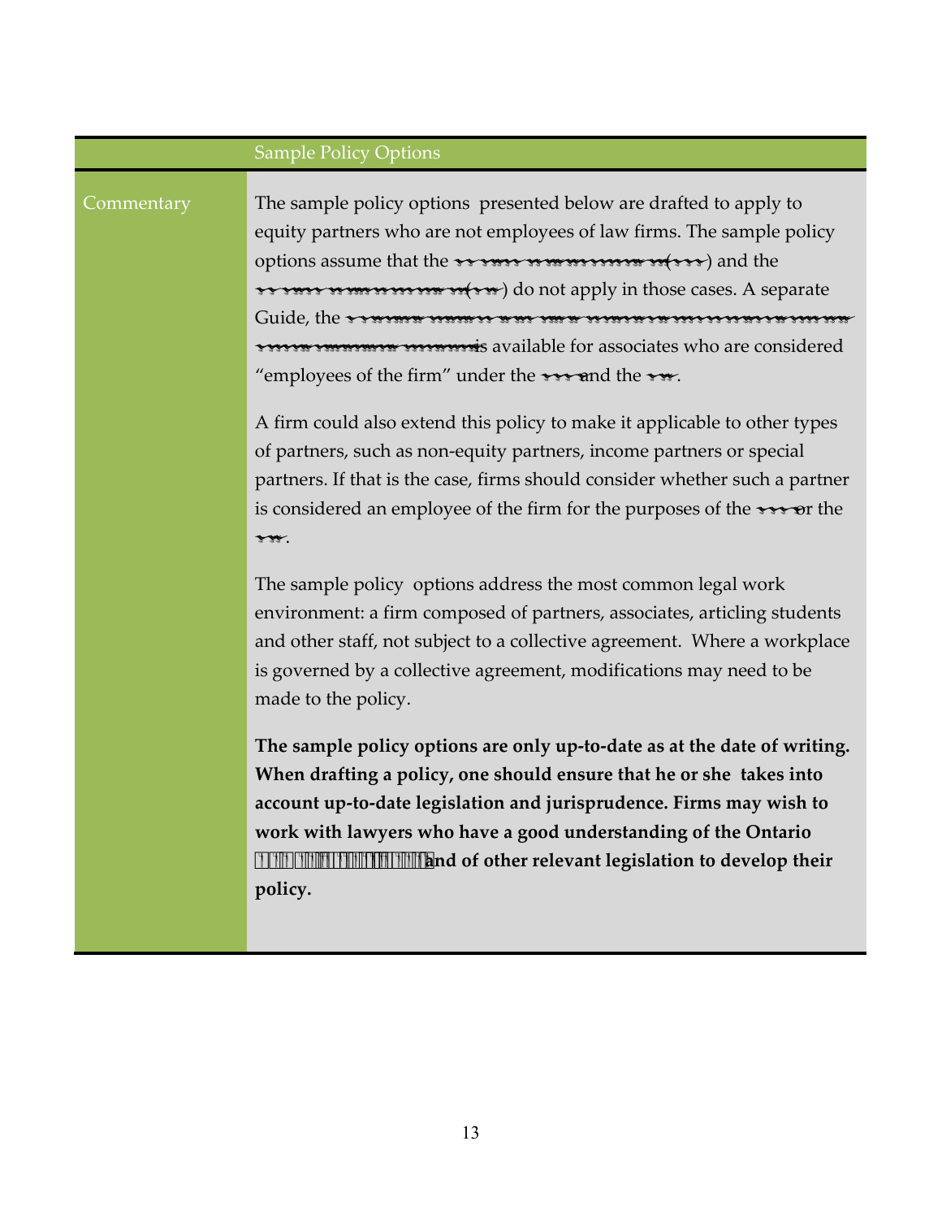## Sample Policy Options

**Commentary**

The sample policy options presented below are drafted to apply to equity partners who are not employees of law firms. The sample policy options assume that the [illegible] ([illegible]) and the [illegible] ([illegible]) do not apply in those cases. A separate Guide, the [illegible] is available for associates who are considered "employees of the firm" under the [illegible] and the [illegible].

A firm could also extend this policy to make it applicable to other types of partners, such as non-equity partners, income partners or special partners. If that is the case, firms should consider whether such a partner is considered an employee of the firm for the purposes of the [illegible] or the [illegible].

The sample policy options address the most common legal work environment: a firm composed of partners, associates, articling students and other staff, not subject to a collective agreement. Where a workplace is governed by a collective agreement, modifications may need to be made to the policy.

**The sample policy options are only up-to-date as at the date of writing. When drafting a policy, one should ensure that he or she takes into account up-to-date legislation and jurisprudence. Firms may wish to work with lawyers who have a good understanding of the Ontario [illegible] and of other relevant legislation to develop their policy.**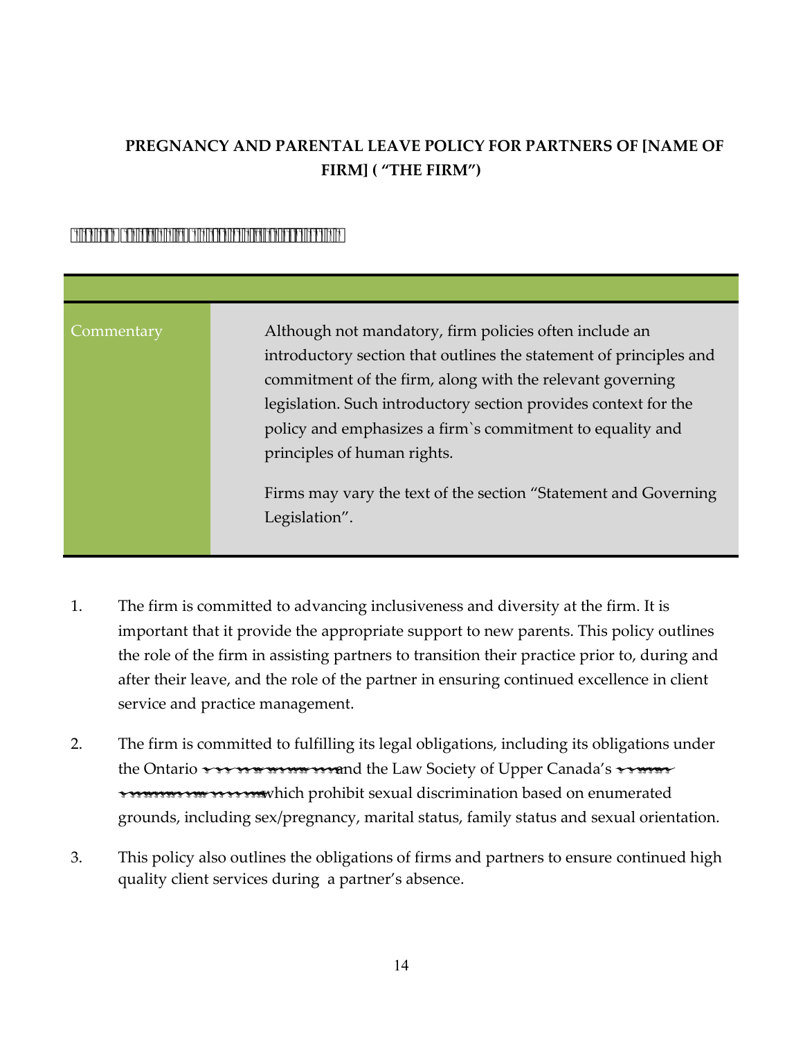**PREGNANCY AND PARENTAL LEAVE POLICY FOR PARTNERS OF [NAME OF FIRM] ( "THE FIRM")**

| Commentary | Although not mandatory, firm policies often include an introductory section that outlines the statement of principles and commitment of the firm, along with the relevant governing legislation. Such introductory section provides context for the policy and emphasizes a firm`s commitment to equality and principles of human rights.<br><br>Firms may vary the text of the section "Statement and Governing Legislation". |
|---|---|

1. The firm is committed to advancing inclusiveness and diversity at the firm. It is important that it provide the appropriate support to new parents. This policy outlines the role of the firm in assisting partners to transition their practice prior to, during and after their leave, and the role of the partner in ensuring continued excellence in client service and practice management.

2. The firm is committed to fulfilling its legal obligations, including its obligations under the Ontario and the Law Society of Upper Canada's which prohibit sexual discrimination based on enumerated grounds, including sex/pregnancy, marital status, family status and sexual orientation.

3. This policy also outlines the obligations of firms and partners to ensure continued high quality client services during a partner's absence.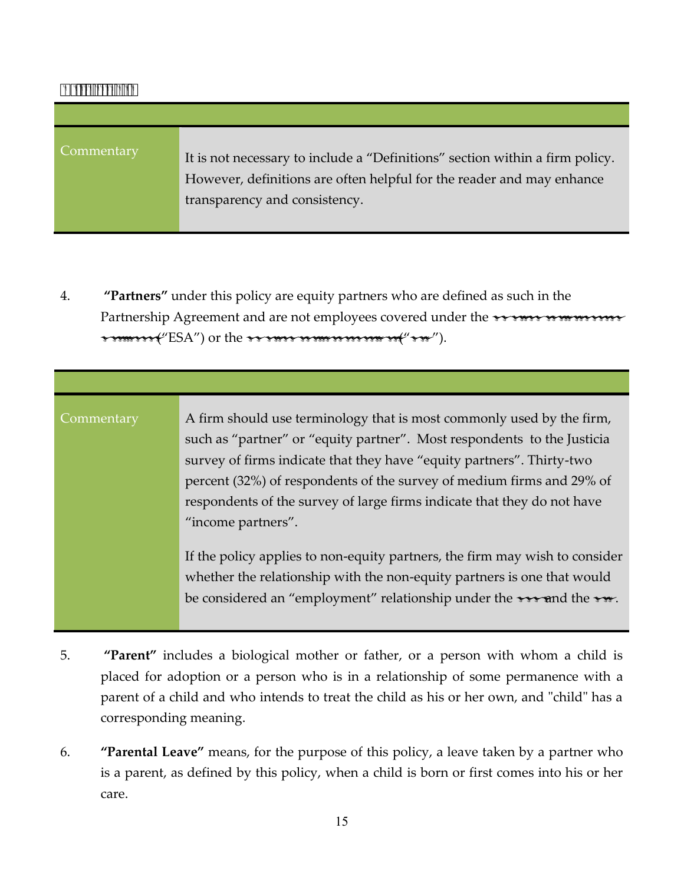| | |
|---|---|
| Commentary | It is not necessary to include a "Definitions" section within a firm policy. However, definitions are often helpful for the reader and may enhance transparency and consistency. |

4. **"Partners"** under this policy are equity partners who are defined as such in the Partnership Agreement and are not employees covered under the ("ESA") or the ("").

| | |
|---|---|
| Commentary | A firm should use terminology that is most commonly used by the firm, such as "partner" or "equity partner". Most respondents to the Justicia survey of firms indicate that they have "equity partners". Thirty-two percent (32%) of respondents of the survey of medium firms and 29% of respondents of the survey of large firms indicate that they do not have "income partners".<br><br>If the policy applies to non-equity partners, the firm may wish to consider whether the relationship with the non-equity partners is one that would be considered an "employment" relationship under the and the . |

5. **"Parent"** includes a biological mother or father, or a person with whom a child is placed for adoption or a person who is in a relationship of some permanence with a parent of a child and who intends to treat the child as his or her own, and "child" has a corresponding meaning.

6. **"Parental Leave"** means, for the purpose of this policy, a leave taken by a partner who is a parent, as defined by this policy, when a child is born or first comes into his or her care.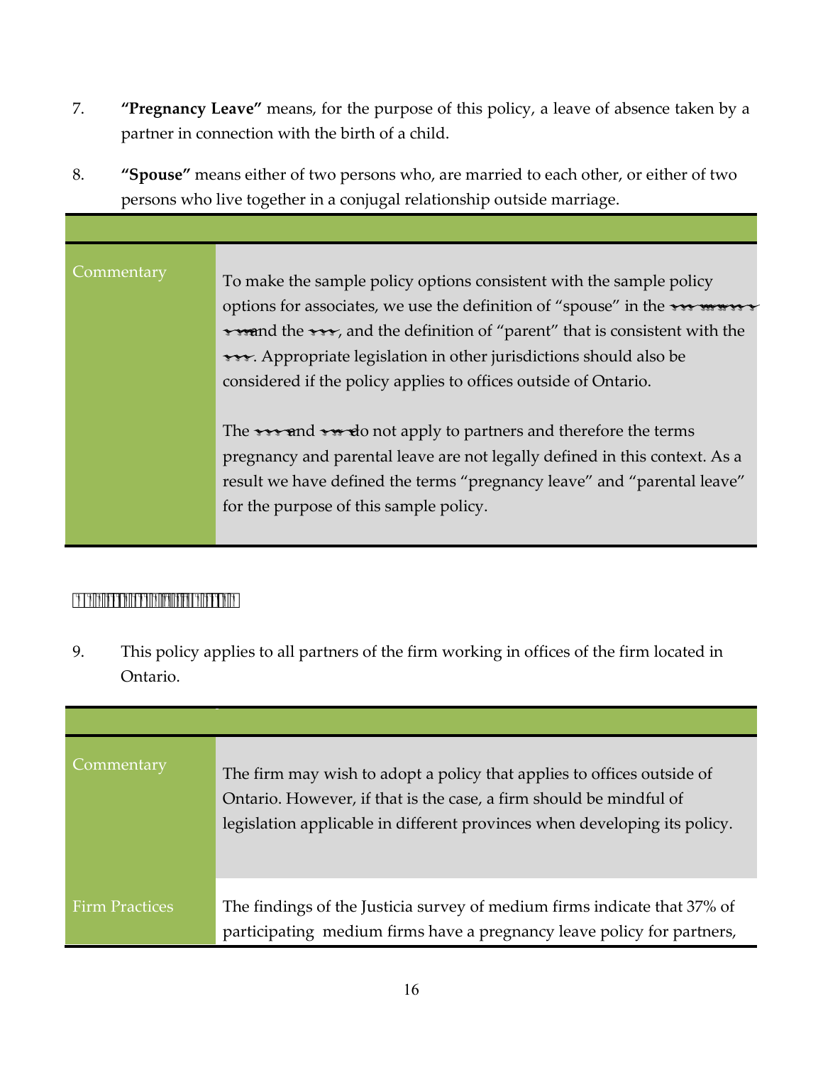7. **"Pregnancy Leave"** means, for the purpose of this policy, a leave of absence taken by a partner in connection with the birth of a child.

8. **"Spouse"** means either of two persons who, are married to each other, or either of two persons who live together in a conjugal relationship outside marriage.

| | |
|---|---|
| Commentary | To make the sample policy options consistent with the sample policy options for associates, we use the definition of "spouse" in the and the , and the definition of "parent" that is consistent with the . Appropriate legislation in other jurisdictions should also be considered if the policy applies to offices outside of Ontario.<br><br>The and do not apply to partners and therefore the terms pregnancy and parental leave are not legally defined in this context. As a result we have defined the terms "pregnancy leave" and "parental leave" for the purpose of this sample policy. |

9. This policy applies to all partners of the firm working in offices of the firm located in Ontario.

| | |
|---|---|
| Commentary | The firm may wish to adopt a policy that applies to offices outside of Ontario. However, if that is the case, a firm should be mindful of legislation applicable in different provinces when developing its policy. |
| Firm Practices | The findings of the Justicia survey of medium firms indicate that 37% of participating medium firms have a pregnancy leave policy for partners, |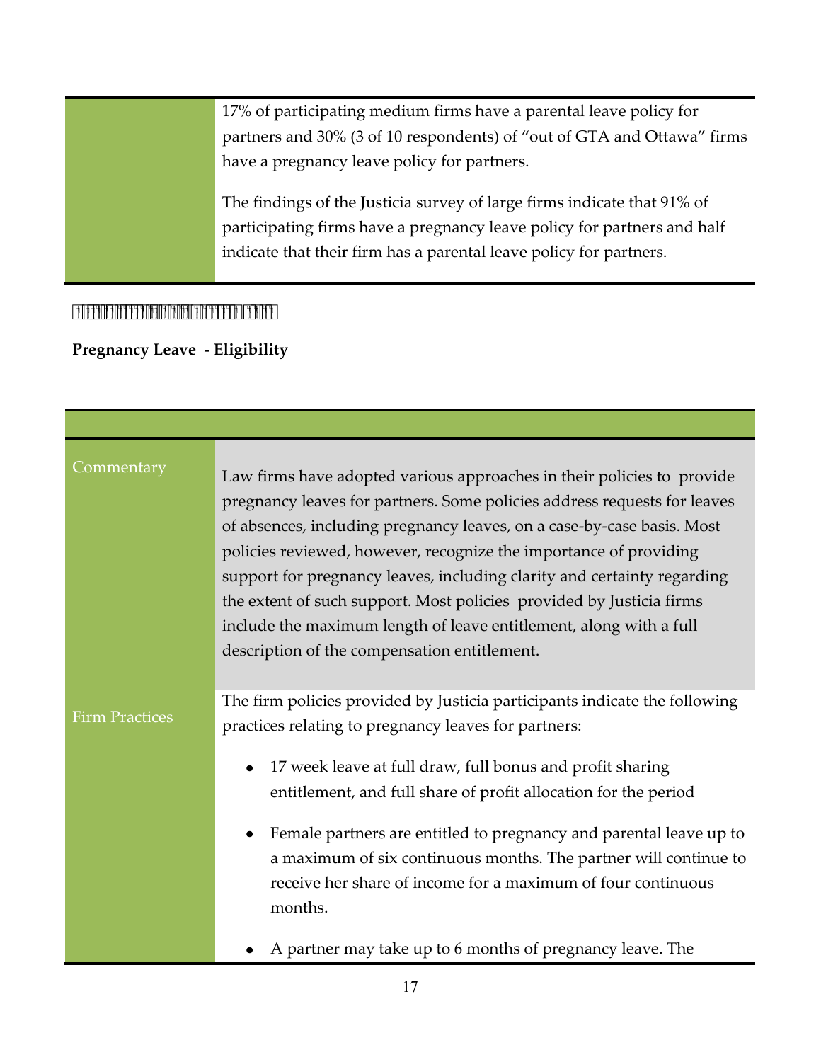| | |
|---|---|
| | 17% of participating medium firms have a parental leave policy for partners and 30% (3 of 10 respondents) of "out of GTA and Ottawa" firms have a pregnancy leave policy for partners.<br><br>The findings of the Justicia survey of large firms indicate that 91% of participating firms have a pregnancy leave policy for partners and half indicate that their firm has a parental leave policy for partners. |

**Pregnancy Leave - Eligibility**

| | |
|---|---|
| Commentary | Law firms have adopted various approaches in their policies to provide pregnancy leaves for partners. Some policies address requests for leaves of absences, including pregnancy leaves, on a case-by-case basis. Most policies reviewed, however, recognize the importance of providing support for pregnancy leaves, including clarity and certainty regarding the extent of such support. Most policies provided by Justicia firms include the maximum length of leave entitlement, along with a full description of the compensation entitlement. |
| Firm Practices | The firm policies provided by Justicia participants indicate the following practices relating to pregnancy leaves for partners:<br><br>• 17 week leave at full draw, full bonus and profit sharing entitlement, and full share of profit allocation for the period<br><br>• Female partners are entitled to pregnancy and parental leave up to a maximum of six continuous months. The partner will continue to receive her share of income for a maximum of four continuous months.<br><br>• A partner may take up to 6 months of pregnancy leave. The |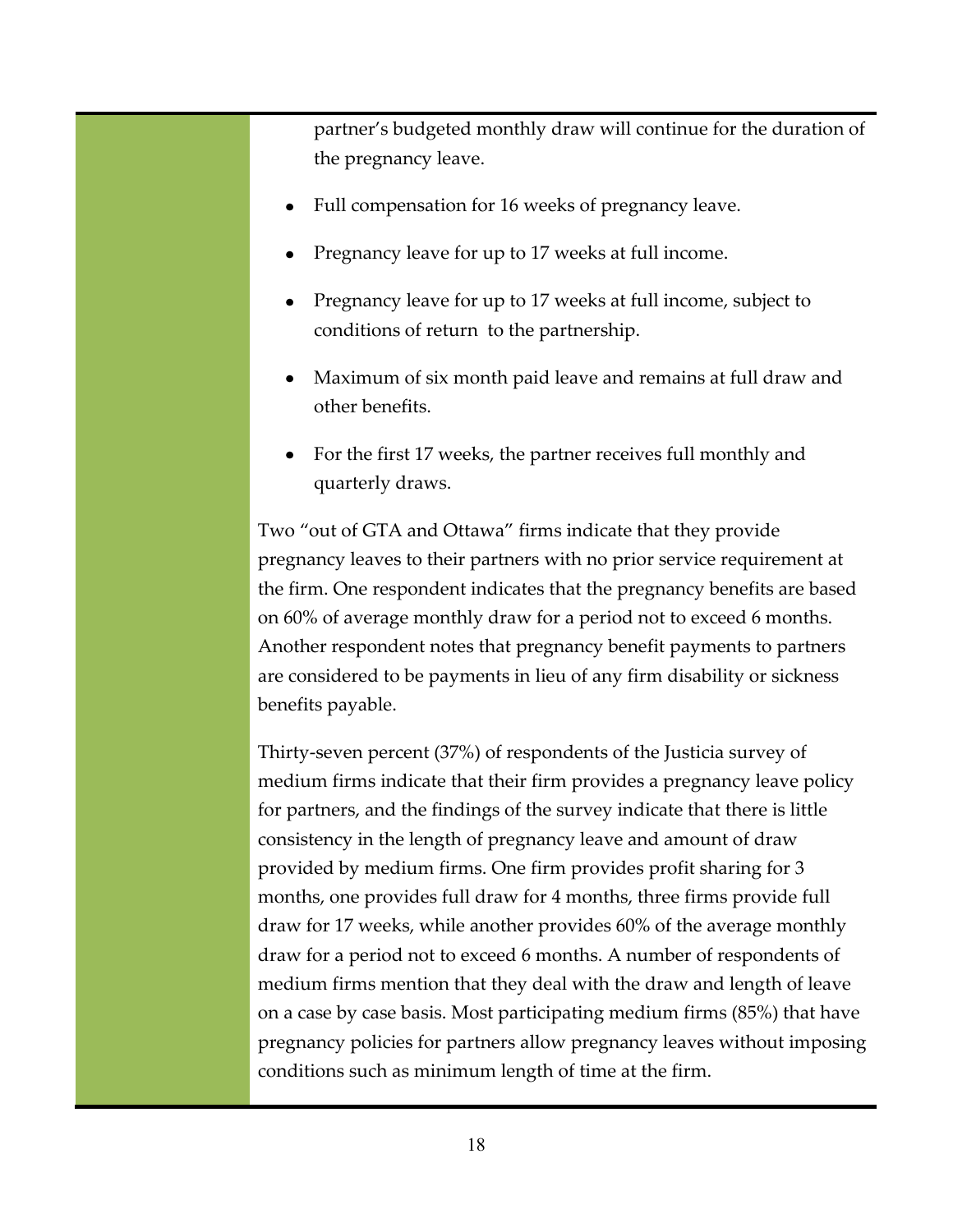partner's budgeted monthly draw will continue for the duration of the pregnancy leave.

- Full compensation for 16 weeks of pregnancy leave.
- Pregnancy leave for up to 17 weeks at full income.
- Pregnancy leave for up to 17 weeks at full income, subject to conditions of return to the partnership.
- Maximum of six month paid leave and remains at full draw and other benefits.
- For the first 17 weeks, the partner receives full monthly and quarterly draws.

Two "out of GTA and Ottawa" firms indicate that they provide pregnancy leaves to their partners with no prior service requirement at the firm. One respondent indicates that the pregnancy benefits are based on 60% of average monthly draw for a period not to exceed 6 months. Another respondent notes that pregnancy benefit payments to partners are considered to be payments in lieu of any firm disability or sickness benefits payable.

Thirty-seven percent (37%) of respondents of the Justicia survey of medium firms indicate that their firm provides a pregnancy leave policy for partners, and the findings of the survey indicate that there is little consistency in the length of pregnancy leave and amount of draw provided by medium firms. One firm provides profit sharing for 3 months, one provides full draw for 4 months, three firms provide full draw for 17 weeks, while another provides 60% of the average monthly draw for a period not to exceed 6 months. A number of respondents of medium firms mention that they deal with the draw and length of leave on a case by case basis. Most participating medium firms (85%) that have pregnancy policies for partners allow pregnancy leaves without imposing conditions such as minimum length of time at the firm.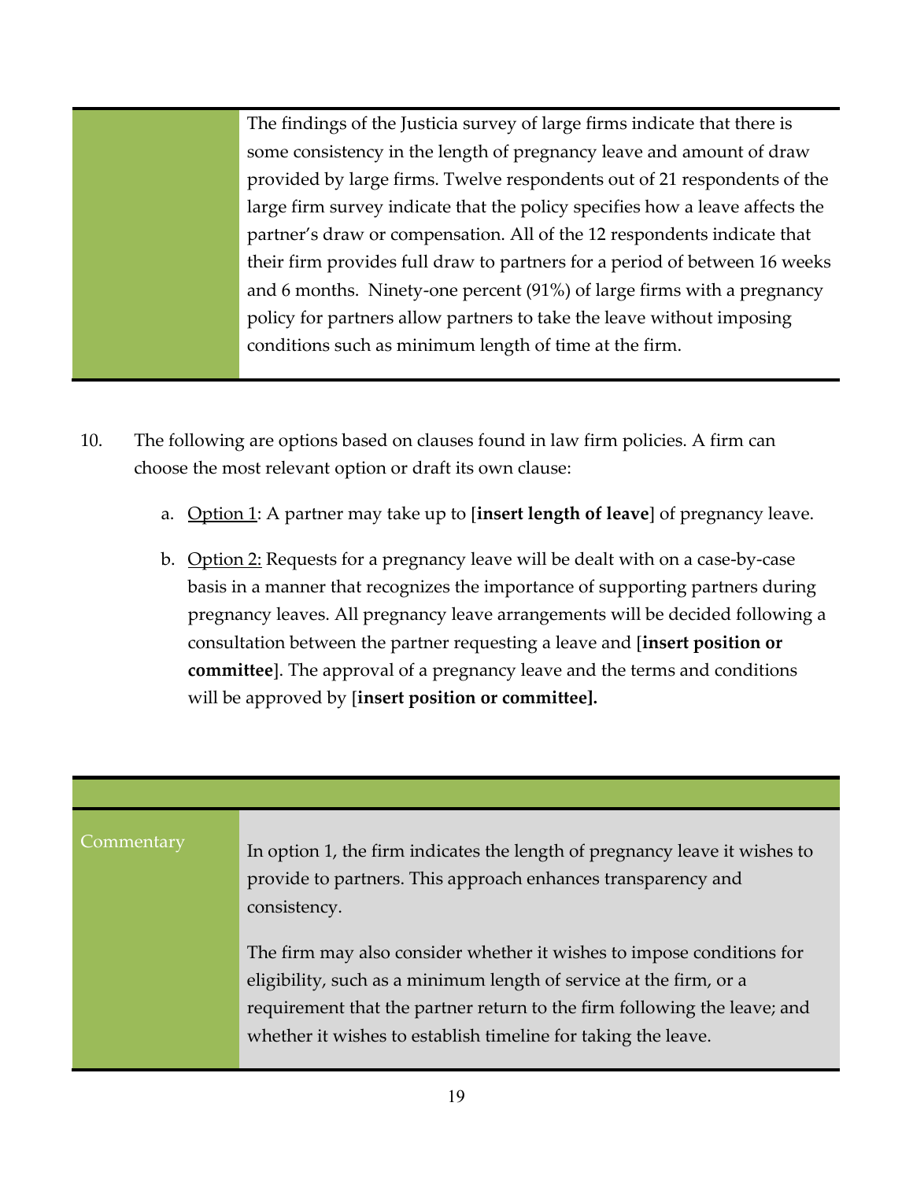The findings of the Justicia survey of large firms indicate that there is some consistency in the length of pregnancy leave and amount of draw provided by large firms. Twelve respondents out of 21 respondents of the large firm survey indicate that the policy specifies how a leave affects the partner's draw or compensation. All of the 12 respondents indicate that their firm provides full draw to partners for a period of between 16 weeks and 6 months. Ninety-one percent (91%) of large firms with a pregnancy policy for partners allow partners to take the leave without imposing conditions such as minimum length of time at the firm.

10. The following are options based on clauses found in law firm policies. A firm can choose the most relevant option or draft its own clause:

    a. Option 1: A partner may take up to [**insert length of leave**] of pregnancy leave.

    b. Option 2: Requests for a pregnancy leave will be dealt with on a case-by-case basis in a manner that recognizes the importance of supporting partners during pregnancy leaves. All pregnancy leave arrangements will be decided following a consultation between the partner requesting a leave and [**insert position or committee**]. The approval of a pregnancy leave and the terms and conditions will be approved by [**insert position or committee].**

**Commentary**

In option 1, the firm indicates the length of pregnancy leave it wishes to provide to partners. This approach enhances transparency and consistency.

The firm may also consider whether it wishes to impose conditions for eligibility, such as a minimum length of service at the firm, or a requirement that the partner return to the firm following the leave; and whether it wishes to establish timeline for taking the leave.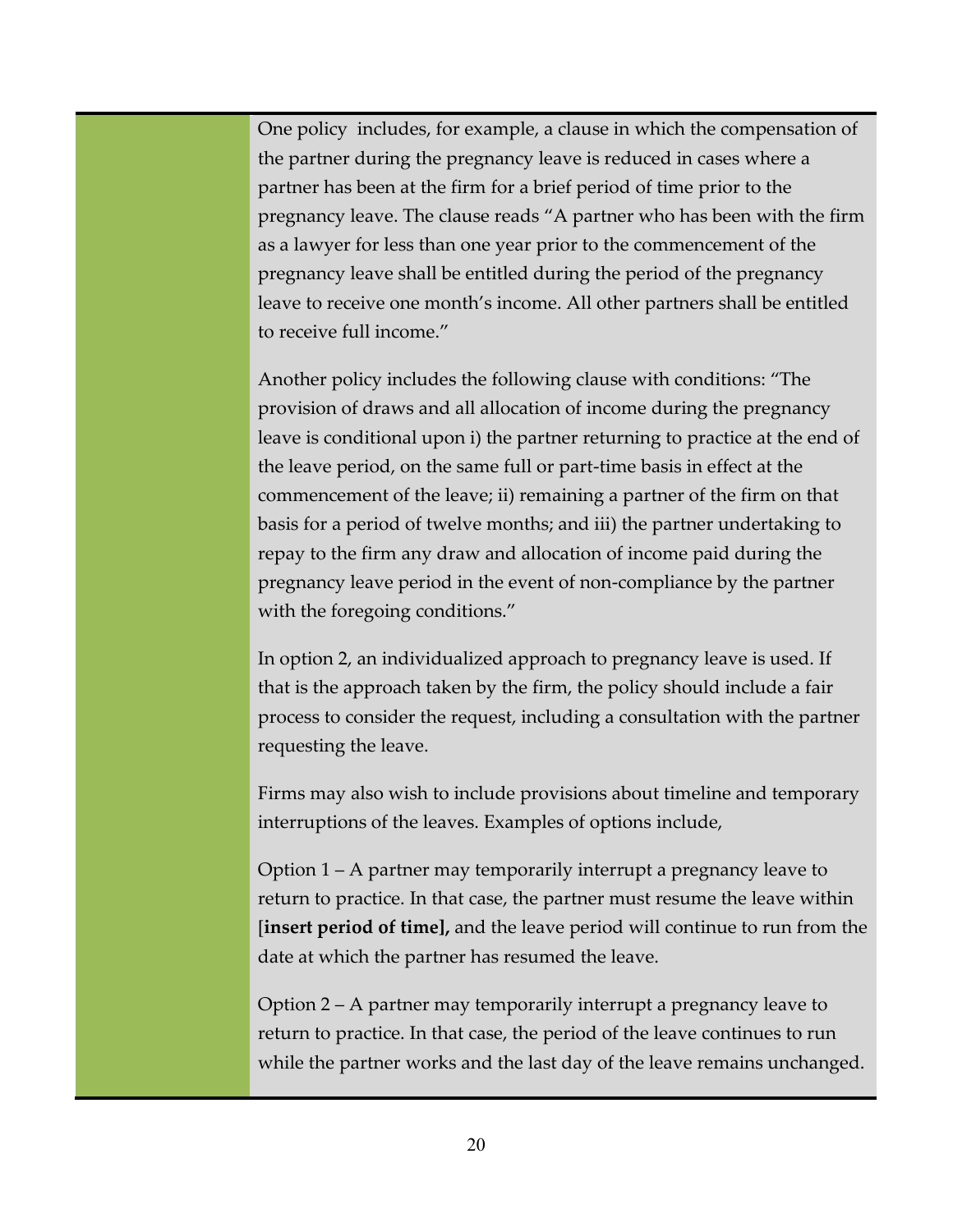One policy includes, for example, a clause in which the compensation of the partner during the pregnancy leave is reduced in cases where a partner has been at the firm for a brief period of time prior to the pregnancy leave. The clause reads "A partner who has been with the firm as a lawyer for less than one year prior to the commencement of the pregnancy leave shall be entitled during the period of the pregnancy leave to receive one month's income. All other partners shall be entitled to receive full income."

Another policy includes the following clause with conditions: "The provision of draws and all allocation of income during the pregnancy leave is conditional upon i) the partner returning to practice at the end of the leave period, on the same full or part-time basis in effect at the commencement of the leave; ii) remaining a partner of the firm on that basis for a period of twelve months; and iii) the partner undertaking to repay to the firm any draw and allocation of income paid during the pregnancy leave period in the event of non-compliance by the partner with the foregoing conditions."

In option 2, an individualized approach to pregnancy leave is used. If that is the approach taken by the firm, the policy should include a fair process to consider the request, including a consultation with the partner requesting the leave.

Firms may also wish to include provisions about timeline and temporary interruptions of the leaves. Examples of options include,

Option 1 – A partner may temporarily interrupt a pregnancy leave to return to practice. In that case, the partner must resume the leave within [**insert period of time],** and the leave period will continue to run from the date at which the partner has resumed the leave.

Option 2 – A partner may temporarily interrupt a pregnancy leave to return to practice. In that case, the period of the leave continues to run while the partner works and the last day of the leave remains unchanged.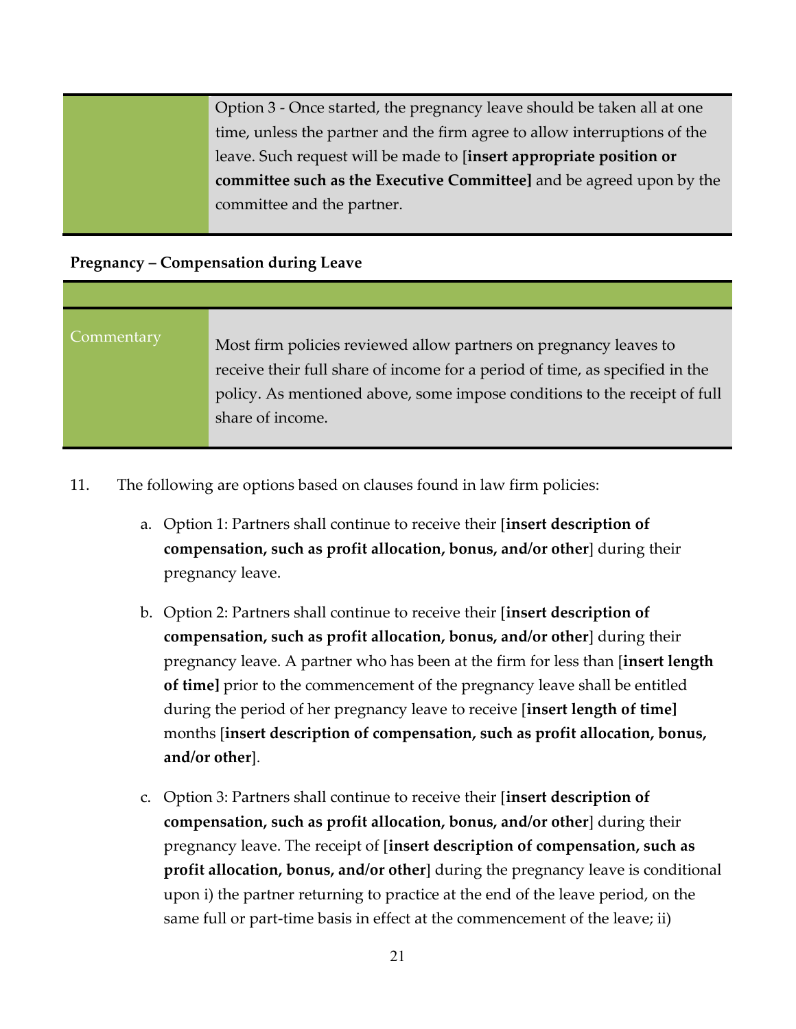| | |
|---|---|
| | Option 3 - Once started, the pregnancy leave should be taken all at one time, unless the partner and the firm agree to allow interruptions of the leave. Such request will be made to [**insert appropriate position or committee such as the Executive Committee]** and be agreed upon by the committee and the partner. |

**Pregnancy – Compensation during Leave**

| | |
|---|---|
| Commentary | Most firm policies reviewed allow partners on pregnancy leaves to receive their full share of income for a period of time, as specified in the policy. As mentioned above, some impose conditions to the receipt of full share of income. |

11. The following are options based on clauses found in law firm policies:

   a. Option 1: Partners shall continue to receive their [**insert description of compensation, such as profit allocation, bonus, and/or other**] during their pregnancy leave.

   b. Option 2: Partners shall continue to receive their [**insert description of compensation, such as profit allocation, bonus, and/or other**] during their pregnancy leave. A partner who has been at the firm for less than [**insert length of time]** prior to the commencement of the pregnancy leave shall be entitled during the period of her pregnancy leave to receive [**insert length of time]** months [**insert description of compensation, such as profit allocation, bonus, and/or other**].

   c. Option 3: Partners shall continue to receive their [**insert description of compensation, such as profit allocation, bonus, and/or other**] during their pregnancy leave. The receipt of [**insert description of compensation, such as profit allocation, bonus, and/or other**] during the pregnancy leave is conditional upon i) the partner returning to practice at the end of the leave period, on the same full or part-time basis in effect at the commencement of the leave; ii)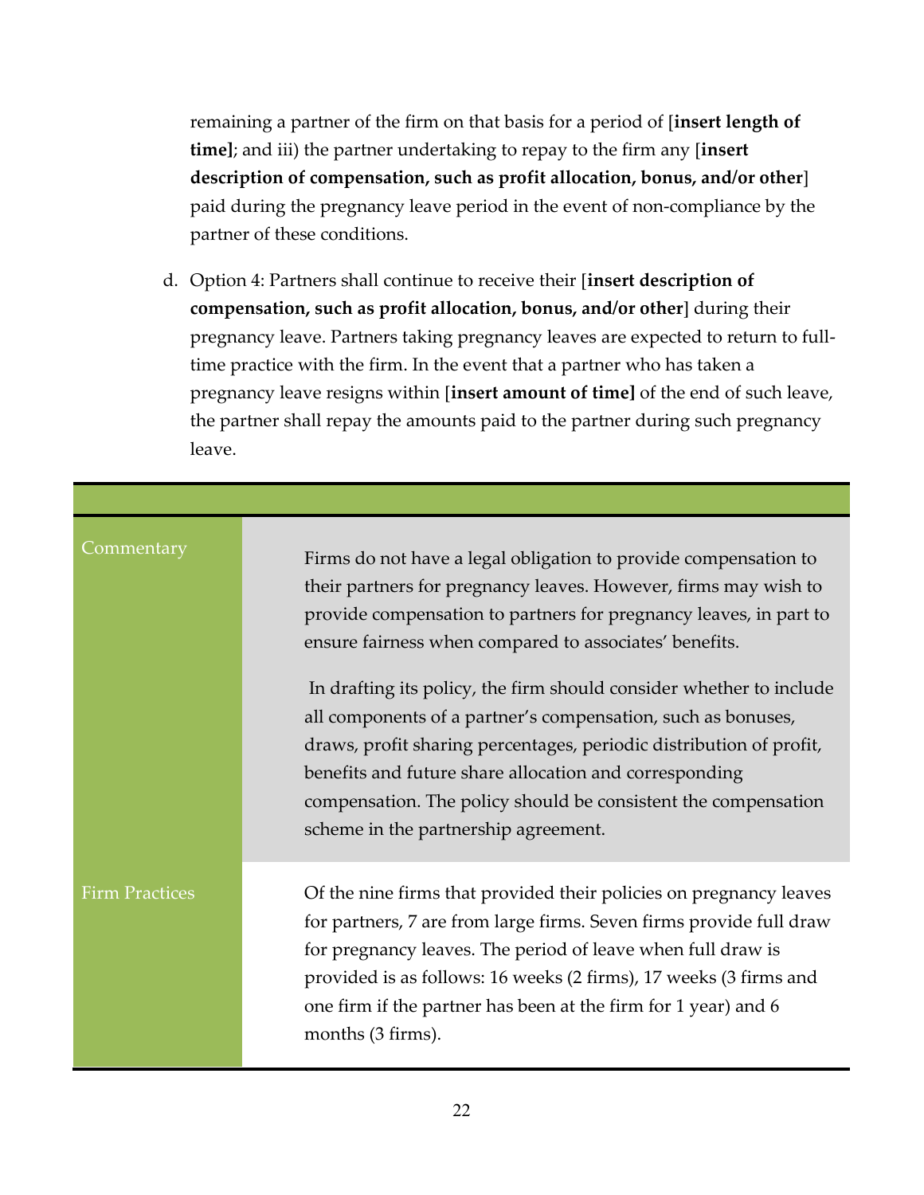remaining a partner of the firm on that basis for a period of [**insert length of time]**; and iii) the partner undertaking to repay to the firm any [**insert description of compensation, such as profit allocation, bonus, and/or other**] paid during the pregnancy leave period in the event of non-compliance by the partner of these conditions.

d. Option 4: Partners shall continue to receive their [**insert description of compensation, such as profit allocation, bonus, and/or other**] during their pregnancy leave. Partners taking pregnancy leaves are expected to return to full-time practice with the firm. In the event that a partner who has taken a pregnancy leave resigns within [**insert amount of time]** of the end of such leave, the partner shall repay the amounts paid to the partner during such pregnancy leave.

| | |
|---|---|
| Commentary | Firms do not have a legal obligation to provide compensation to their partners for pregnancy leaves. However, firms may wish to provide compensation to partners for pregnancy leaves, in part to ensure fairness when compared to associates' benefits.<br><br>In drafting its policy, the firm should consider whether to include all components of a partner's compensation, such as bonuses, draws, profit sharing percentages, periodic distribution of profit, benefits and future share allocation and corresponding compensation. The policy should be consistent the compensation scheme in the partnership agreement. |
| Firm Practices | Of the nine firms that provided their policies on pregnancy leaves for partners, 7 are from large firms. Seven firms provide full draw for pregnancy leaves. The period of leave when full draw is provided is as follows: 16 weeks (2 firms), 17 weeks (3 firms and one firm if the partner has been at the firm for 1 year) and 6 months (3 firms). |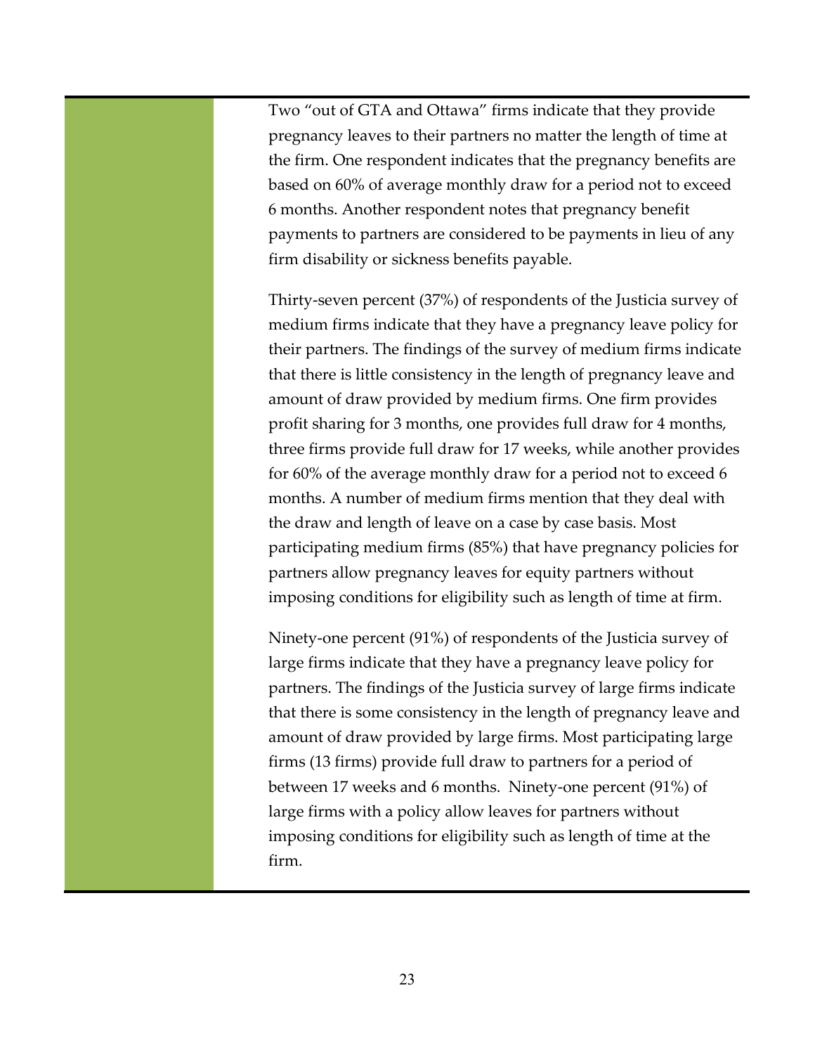Two "out of GTA and Ottawa" firms indicate that they provide pregnancy leaves to their partners no matter the length of time at the firm. One respondent indicates that the pregnancy benefits are based on 60% of average monthly draw for a period not to exceed 6 months. Another respondent notes that pregnancy benefit payments to partners are considered to be payments in lieu of any firm disability or sickness benefits payable.

Thirty-seven percent (37%) of respondents of the Justicia survey of medium firms indicate that they have a pregnancy leave policy for their partners. The findings of the survey of medium firms indicate that there is little consistency in the length of pregnancy leave and amount of draw provided by medium firms. One firm provides profit sharing for 3 months, one provides full draw for 4 months, three firms provide full draw for 17 weeks, while another provides for 60% of the average monthly draw for a period not to exceed 6 months. A number of medium firms mention that they deal with the draw and length of leave on a case by case basis. Most participating medium firms (85%) that have pregnancy policies for partners allow pregnancy leaves for equity partners without imposing conditions for eligibility such as length of time at firm.

Ninety-one percent (91%) of respondents of the Justicia survey of large firms indicate that they have a pregnancy leave policy for partners. The findings of the Justicia survey of large firms indicate that there is some consistency in the length of pregnancy leave and amount of draw provided by large firms. Most participating large firms (13 firms) provide full draw to partners for a period of between 17 weeks and 6 months. Ninety-one percent (91%) of large firms with a policy allow leaves for partners without imposing conditions for eligibility such as length of time at the firm.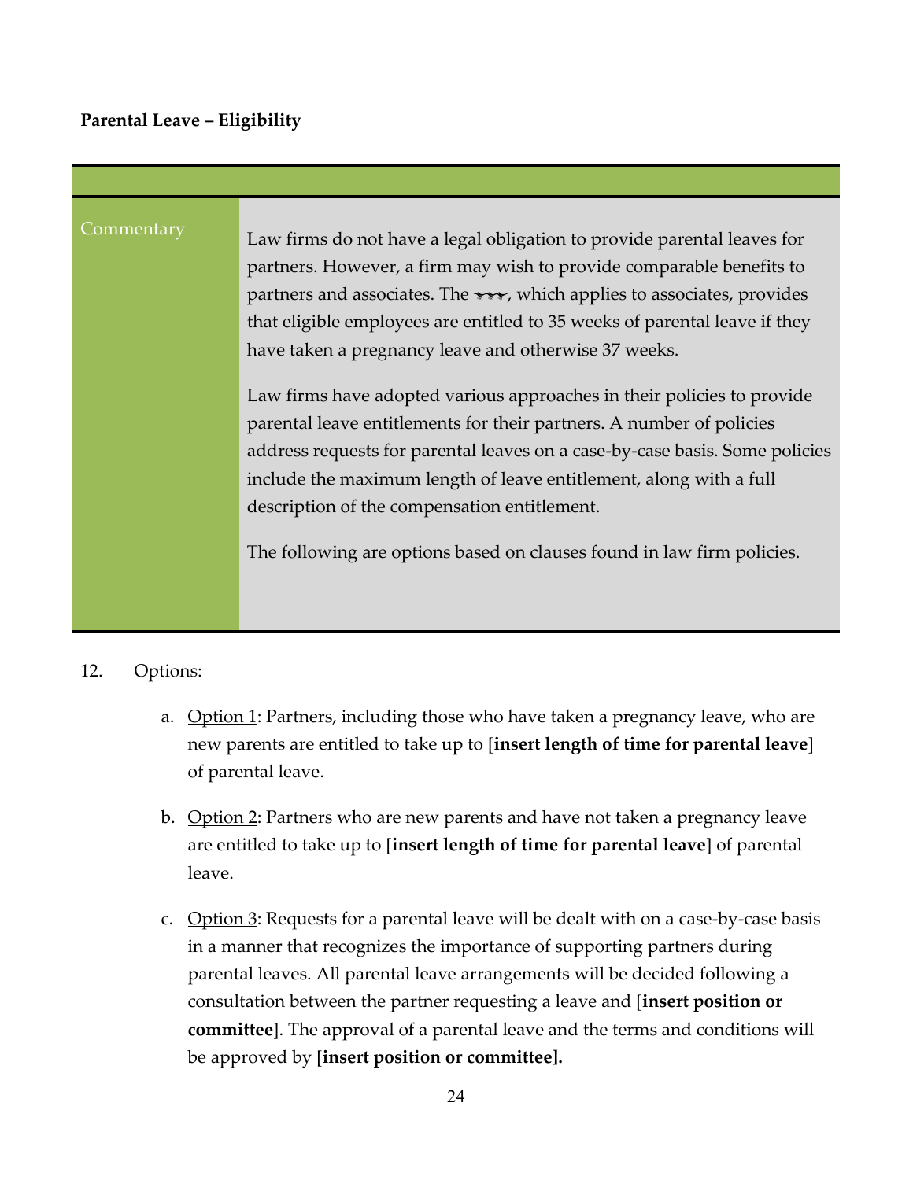**Parental Leave – Eligibility**

**Commentary**

Law firms do not have a legal obligation to provide parental leaves for partners. However, a firm may wish to provide comparable benefits to partners and associates. The ~~~, which applies to associates, provides that eligible employees are entitled to 35 weeks of parental leave if they have taken a pregnancy leave and otherwise 37 weeks.

Law firms have adopted various approaches in their policies to provide parental leave entitlements for their partners. A number of policies address requests for parental leaves on a case-by-case basis. Some policies include the maximum length of leave entitlement, along with a full description of the compensation entitlement.

The following are options based on clauses found in law firm policies.

12. Options:

    a. <u>Option 1</u>: Partners, including those who have taken a pregnancy leave, who are new parents are entitled to take up to [**insert length of time for parental leave**] of parental leave.

    b. <u>Option 2</u>: Partners who are new parents and have not taken a pregnancy leave are entitled to take up to [**insert length of time for parental leave**] of parental leave.

    c. <u>Option 3</u>: Requests for a parental leave will be dealt with on a case-by-case basis in a manner that recognizes the importance of supporting partners during parental leaves. All parental leave arrangements will be decided following a consultation between the partner requesting a leave and [**insert position or committee**]. The approval of a parental leave and the terms and conditions will be approved by [**insert position or committee].**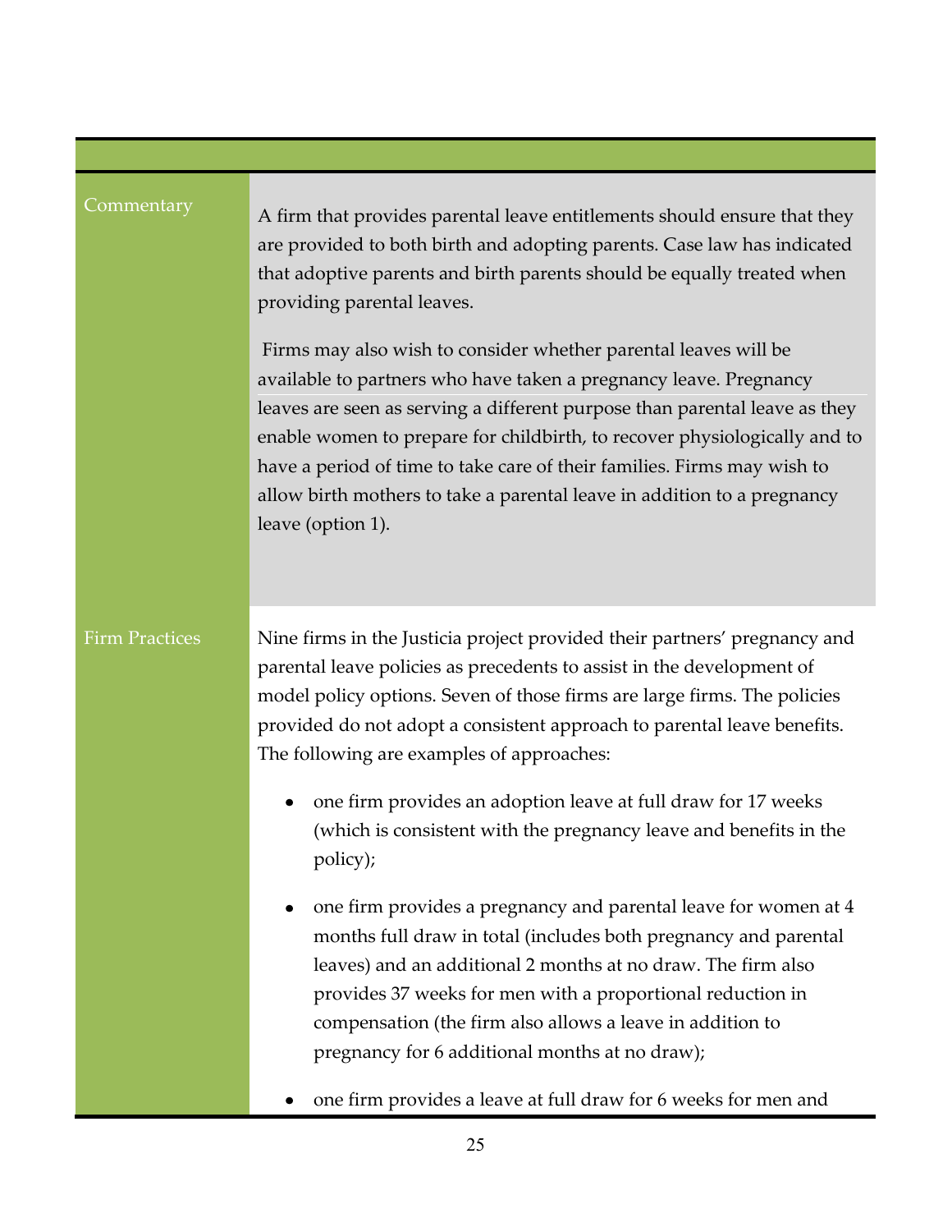| | |
|---|---|
| Commentary | A firm that provides parental leave entitlements should ensure that they are provided to both birth and adopting parents. Case law has indicated that adoptive parents and birth parents should be equally treated when providing parental leaves.<br><br>Firms may also wish to consider whether parental leaves will be available to partners who have taken a pregnancy leave. Pregnancy leaves are seen as serving a different purpose than parental leave as they enable women to prepare for childbirth, to recover physiologically and to have a period of time to take care of their families. Firms may wish to allow birth mothers to take a parental leave in addition to a pregnancy leave (option 1). |
| Firm Practices | Nine firms in the Justicia project provided their partners' pregnancy and parental leave policies as precedents to assist in the development of model policy options. Seven of those firms are large firms. The policies provided do not adopt a consistent approach to parental leave benefits. The following are examples of approaches:<br><br>• one firm provides an adoption leave at full draw for 17 weeks (which is consistent with the pregnancy leave and benefits in the policy);<br><br>• one firm provides a pregnancy and parental leave for women at 4 months full draw in total (includes both pregnancy and parental leaves) and an additional 2 months at no draw. The firm also provides 37 weeks for men with a proportional reduction in compensation (the firm also allows a leave in addition to pregnancy for 6 additional months at no draw);<br><br>• one firm provides a leave at full draw for 6 weeks for men and |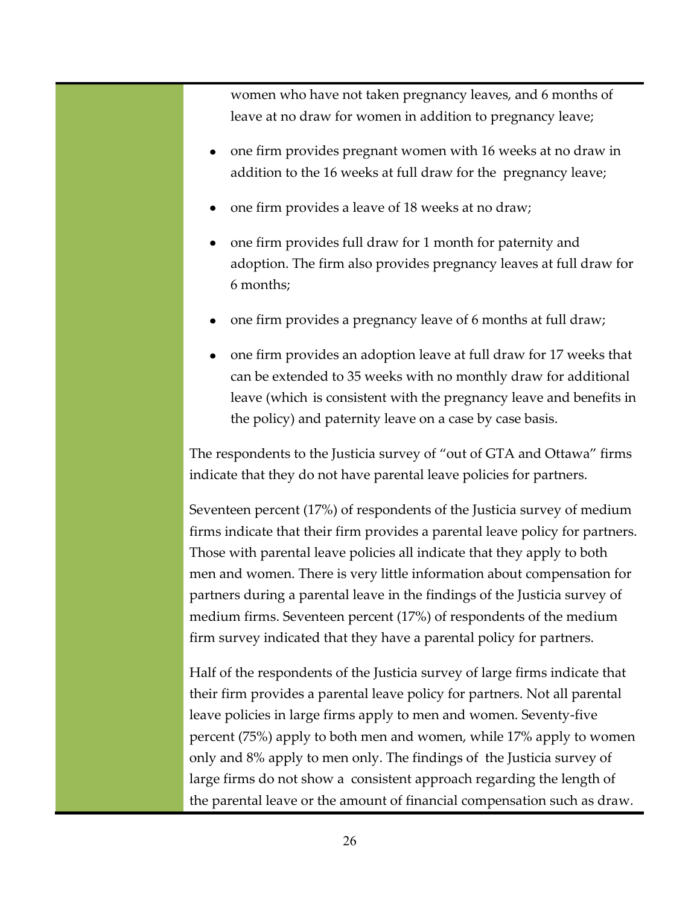women who have not taken pregnancy leaves, and 6 months of leave at no draw for women in addition to pregnancy leave;

- one firm provides pregnant women with 16 weeks at no draw in addition to the 16 weeks at full draw for the pregnancy leave;
- one firm provides a leave of 18 weeks at no draw;
- one firm provides full draw for 1 month for paternity and adoption. The firm also provides pregnancy leaves at full draw for 6 months;
- one firm provides a pregnancy leave of 6 months at full draw;
- one firm provides an adoption leave at full draw for 17 weeks that can be extended to 35 weeks with no monthly draw for additional leave (which is consistent with the pregnancy leave and benefits in the policy) and paternity leave on a case by case basis.

The respondents to the Justicia survey of "out of GTA and Ottawa" firms indicate that they do not have parental leave policies for partners.

Seventeen percent (17%) of respondents of the Justicia survey of medium firms indicate that their firm provides a parental leave policy for partners. Those with parental leave policies all indicate that they apply to both men and women. There is very little information about compensation for partners during a parental leave in the findings of the Justicia survey of medium firms. Seventeen percent (17%) of respondents of the medium firm survey indicated that they have a parental policy for partners.

Half of the respondents of the Justicia survey of large firms indicate that their firm provides a parental leave policy for partners. Not all parental leave policies in large firms apply to men and women. Seventy-five percent (75%) apply to both men and women, while 17% apply to women only and 8% apply to men only. The findings of the Justicia survey of large firms do not show a consistent approach regarding the length of the parental leave or the amount of financial compensation such as draw.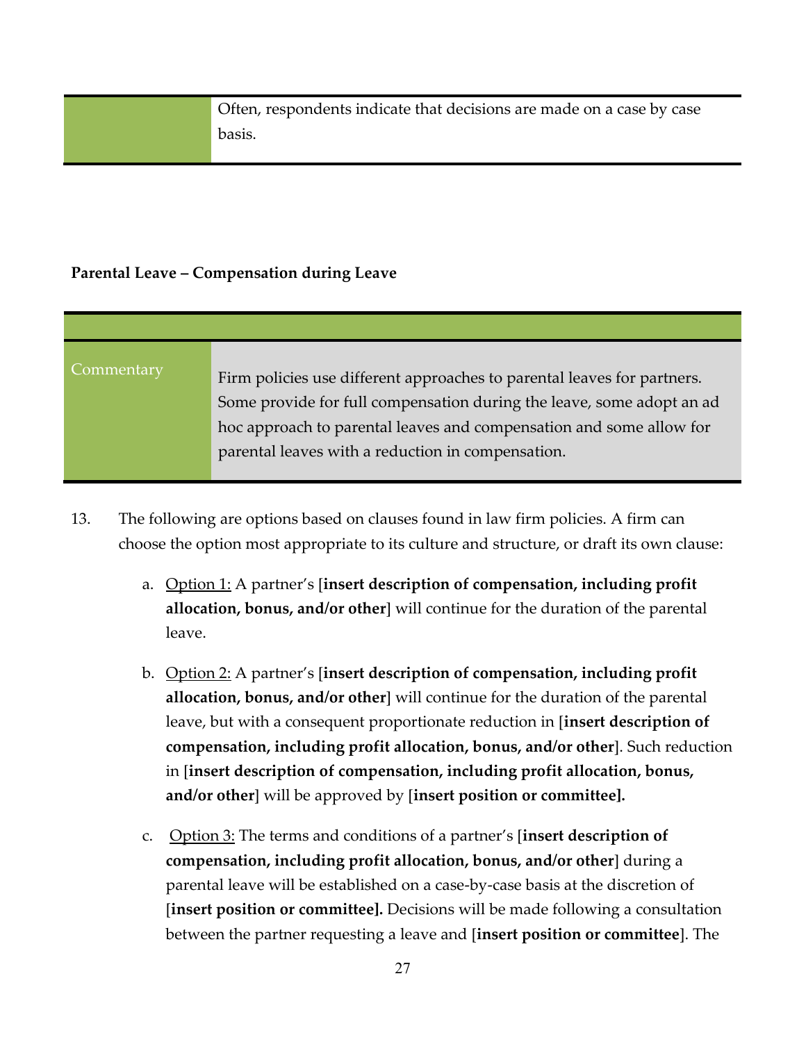| | |
|---|---|
| | Often, respondents indicate that decisions are made on a case by case basis. |

**Parental Leave – Compensation during Leave**

| | |
|---|---|
| | |
| Commentary | Firm policies use different approaches to parental leaves for partners. Some provide for full compensation during the leave, some adopt an ad hoc approach to parental leaves and compensation and some allow for parental leaves with a reduction in compensation. |

13. The following are options based on clauses found in law firm policies. A firm can choose the option most appropriate to its culture and structure, or draft its own clause:

    a. Option 1: A partner's [**insert description of compensation, including profit allocation, bonus, and/or other**] will continue for the duration of the parental leave.

    b. Option 2: A partner's [**insert description of compensation, including profit allocation, bonus, and/or other**] will continue for the duration of the parental leave, but with a consequent proportionate reduction in [**insert description of compensation, including profit allocation, bonus, and/or other**]. Such reduction in [**insert description of compensation, including profit allocation, bonus, and/or other**] will be approved by [**insert position or committee].**

    c. Option 3: The terms and conditions of a partner's [**insert description of compensation, including profit allocation, bonus, and/or other**] during a parental leave will be established on a case-by-case basis at the discretion of [**insert position or committee].** Decisions will be made following a consultation between the partner requesting a leave and [**insert position or committee**]. The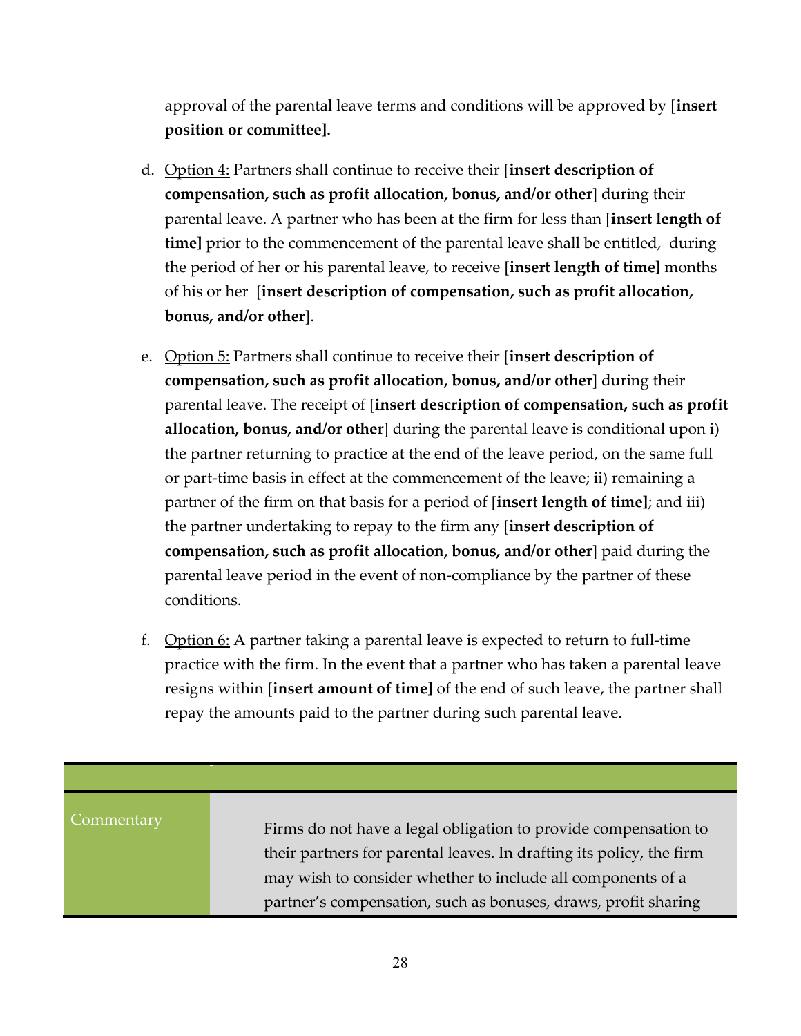approval of the parental leave terms and conditions will be approved by [**insert position or committee].**

d. Option 4: Partners shall continue to receive their [**insert description of compensation, such as profit allocation, bonus, and/or other**] during their parental leave. A partner who has been at the firm for less than [**insert length of time]** prior to the commencement of the parental leave shall be entitled, during the period of her or his parental leave, to receive [**insert length of time]** months of his or her [**insert description of compensation, such as profit allocation, bonus, and/or other**].

e. Option 5: Partners shall continue to receive their [**insert description of compensation, such as profit allocation, bonus, and/or other**] during their parental leave. The receipt of [**insert description of compensation, such as profit allocation, bonus, and/or other**] during the parental leave is conditional upon i) the partner returning to practice at the end of the leave period, on the same full or part-time basis in effect at the commencement of the leave; ii) remaining a partner of the firm on that basis for a period of [**insert length of time]**; and iii) the partner undertaking to repay to the firm any [**insert description of compensation, such as profit allocation, bonus, and/or other**] paid during the parental leave period in the event of non-compliance by the partner of these conditions.

f. Option 6: A partner taking a parental leave is expected to return to full-time practice with the firm. In the event that a partner who has taken a parental leave resigns within [**insert amount of time]** of the end of such leave, the partner shall repay the amounts paid to the partner during such parental leave.

| | |
|---|---|
| Commentary | Firms do not have a legal obligation to provide compensation to their partners for parental leaves. In drafting its policy, the firm may wish to consider whether to include all components of a partner's compensation, such as bonuses, draws, profit sharing |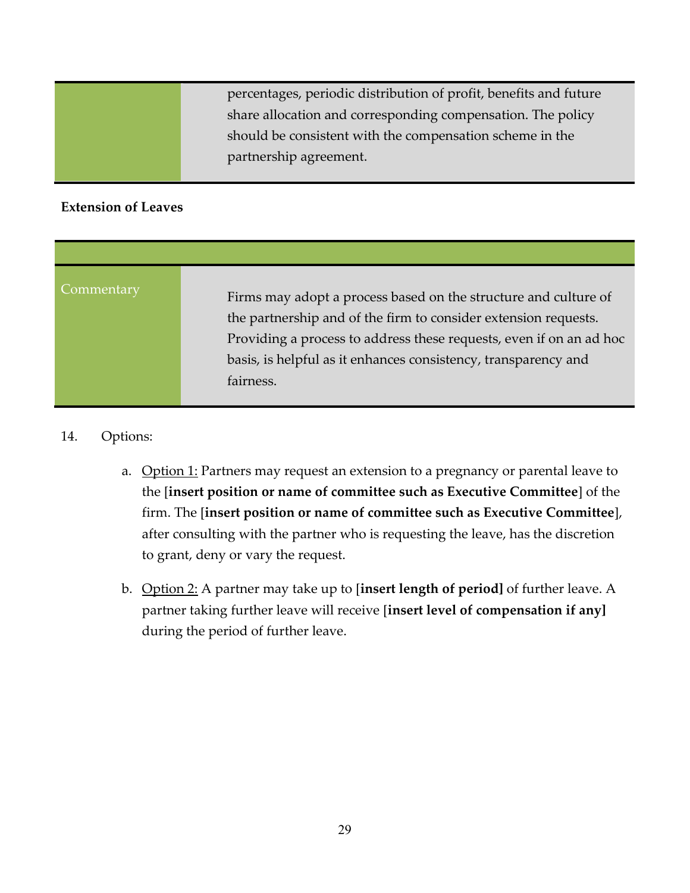| | |
|---|---|
| | percentages, periodic distribution of profit, benefits and future share allocation and corresponding compensation. The policy should be consistent with the compensation scheme in the partnership agreement. |

**Extension of Leaves**

| | |
|---|---|
| Commentary | Firms may adopt a process based on the structure and culture of the partnership and of the firm to consider extension requests. Providing a process to address these requests, even if on an ad hoc basis, is helpful as it enhances consistency, transparency and fairness. |

14. Options:

    a. Option 1: Partners may request an extension to a pregnancy or parental leave to the [**insert position or name of committee such as Executive Committee**] of the firm. The [**insert position or name of committee such as Executive Committee**], after consulting with the partner who is requesting the leave, has the discretion to grant, deny or vary the request.

    b. Option 2: A partner may take up to [**insert length of period]** of further leave. A partner taking further leave will receive [**insert level of compensation if any]** during the period of further leave.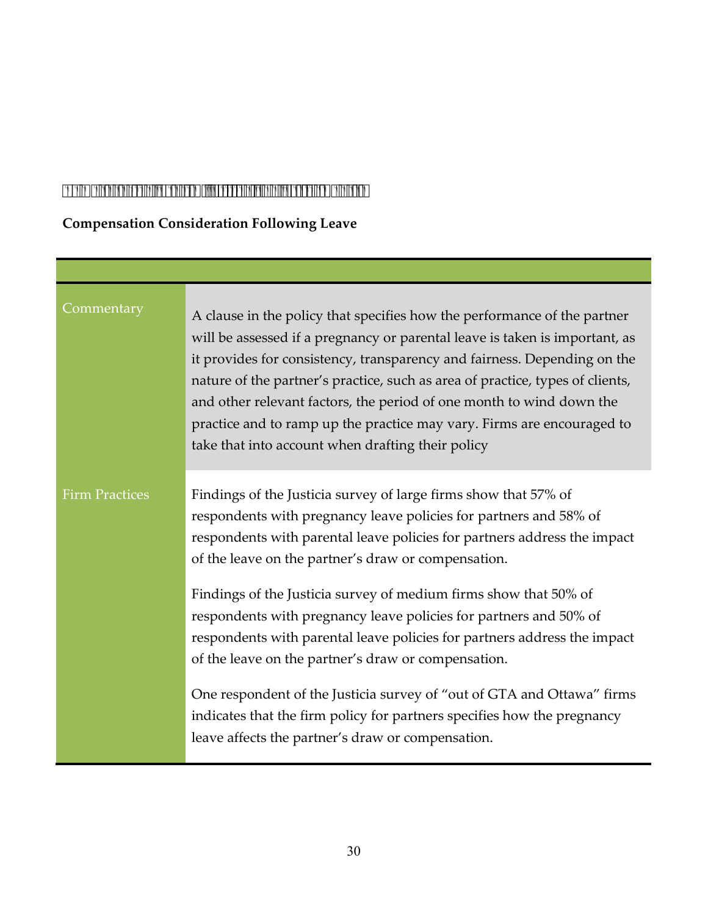**Compensation Consideration Following Leave**

| | |
|---|---|
| Commentary | A clause in the policy that specifies how the performance of the partner will be assessed if a pregnancy or parental leave is taken is important, as it provides for consistency, transparency and fairness. Depending on the nature of the partner's practice, such as area of practice, types of clients, and other relevant factors, the period of one month to wind down the practice and to ramp up the practice may vary. Firms are encouraged to take that into account when drafting their policy |
| Firm Practices | Findings of the Justicia survey of large firms show that 57% of respondents with pregnancy leave policies for partners and 58% of respondents with parental leave policies for partners address the impact of the leave on the partner's draw or compensation.<br><br>Findings of the Justicia survey of medium firms show that 50% of respondents with pregnancy leave policies for partners and 50% of respondents with parental leave policies for partners address the impact of the leave on the partner's draw or compensation.<br><br>One respondent of the Justicia survey of "out of GTA and Ottawa" firms indicates that the firm policy for partners specifies how the pregnancy leave affects the partner's draw or compensation. |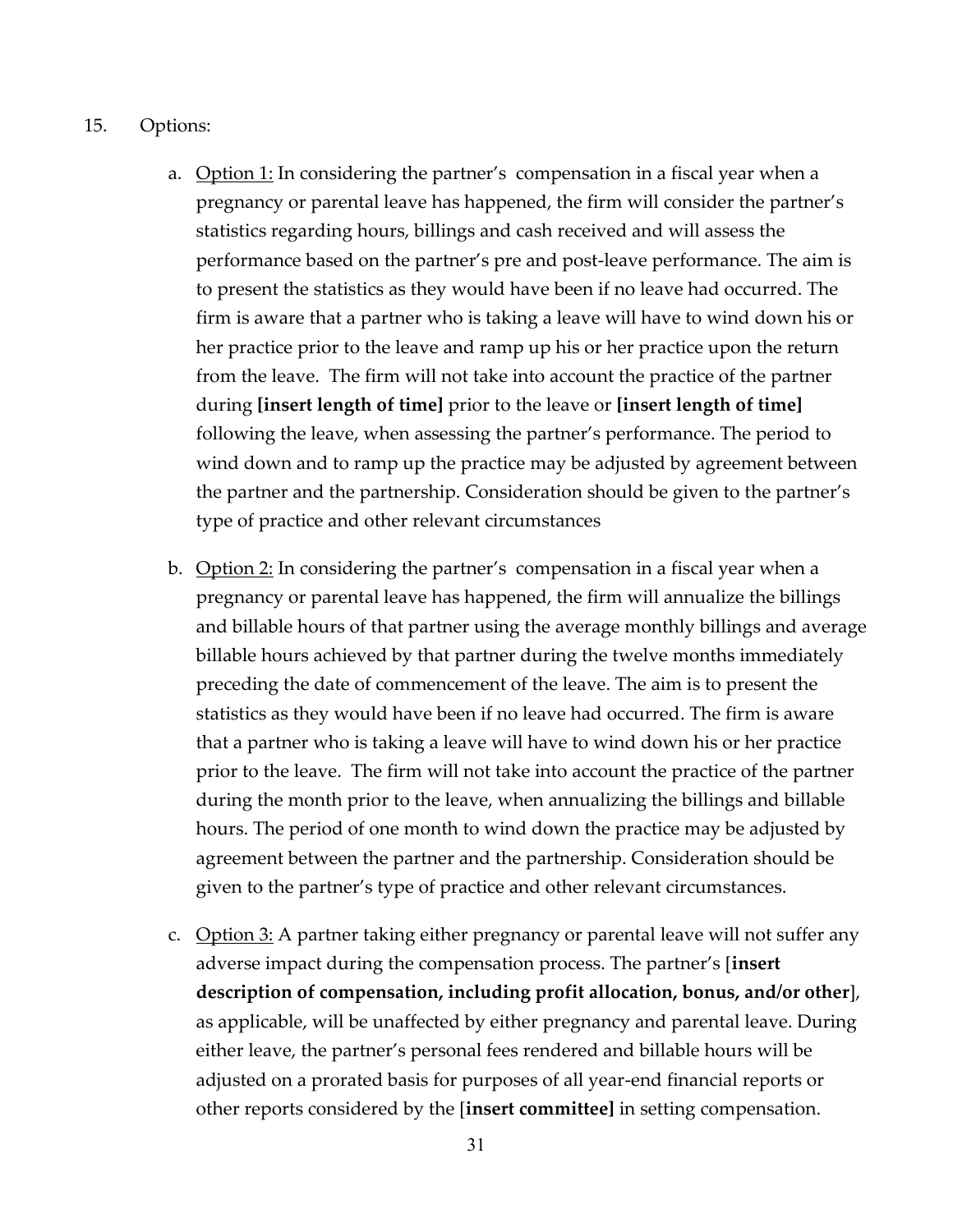15. Options:

    a. Option 1: In considering the partner's compensation in a fiscal year when a pregnancy or parental leave has happened, the firm will consider the partner's statistics regarding hours, billings and cash received and will assess the performance based on the partner's pre and post-leave performance. The aim is to present the statistics as they would have been if no leave had occurred. The firm is aware that a partner who is taking a leave will have to wind down his or her practice prior to the leave and ramp up his or her practice upon the return from the leave. The firm will not take into account the practice of the partner during **[insert length of time]** prior to the leave or **[insert length of time]** following the leave, when assessing the partner's performance. The period to wind down and to ramp up the practice may be adjusted by agreement between the partner and the partnership. Consideration should be given to the partner's type of practice and other relevant circumstances

    b. Option 2: In considering the partner's compensation in a fiscal year when a pregnancy or parental leave has happened, the firm will annualize the billings and billable hours of that partner using the average monthly billings and average billable hours achieved by that partner during the twelve months immediately preceding the date of commencement of the leave. The aim is to present the statistics as they would have been if no leave had occurred. The firm is aware that a partner who is taking a leave will have to wind down his or her practice prior to the leave. The firm will not take into account the practice of the partner during the month prior to the leave, when annualizing the billings and billable hours. The period of one month to wind down the practice may be adjusted by agreement between the partner and the partnership. Consideration should be given to the partner's type of practice and other relevant circumstances.

    c. Option 3: A partner taking either pregnancy or parental leave will not suffer any adverse impact during the compensation process. The partner's [**insert description of compensation, including profit allocation, bonus, and/or other**], as applicable, will be unaffected by either pregnancy and parental leave. During either leave, the partner's personal fees rendered and billable hours will be adjusted on a prorated basis for purposes of all year-end financial reports or other reports considered by the [**insert committee]** in setting compensation.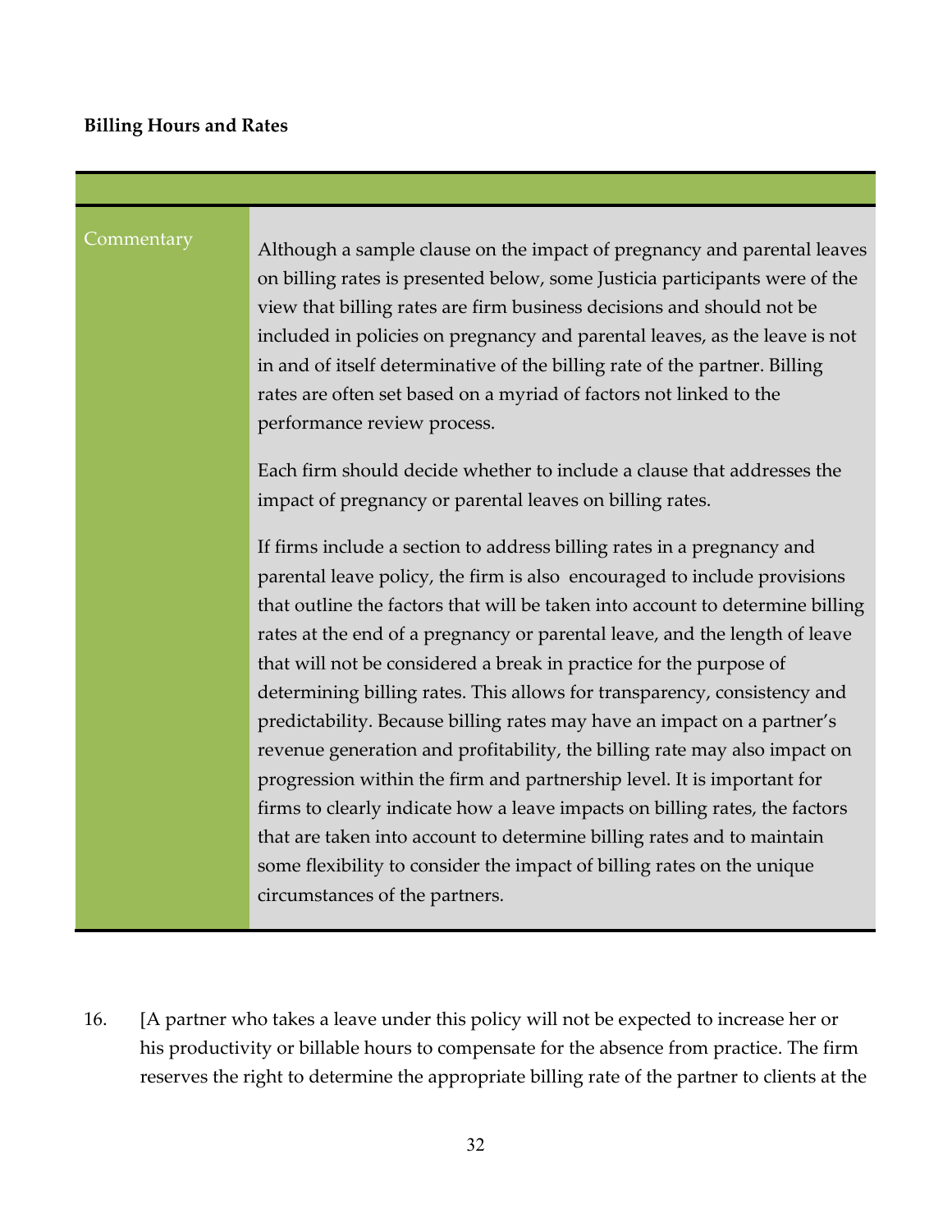**Billing Hours and Rates**

| | |
|---|---|
| Commentary | Although a sample clause on the impact of pregnancy and parental leaves on billing rates is presented below, some Justicia participants were of the view that billing rates are firm business decisions and should not be included in policies on pregnancy and parental leaves, as the leave is not in and of itself determinative of the billing rate of the partner. Billing rates are often set based on a myriad of factors not linked to the performance review process.<br><br>Each firm should decide whether to include a clause that addresses the impact of pregnancy or parental leaves on billing rates.<br><br>If firms include a section to address billing rates in a pregnancy and parental leave policy, the firm is also encouraged to include provisions that outline the factors that will be taken into account to determine billing rates at the end of a pregnancy or parental leave, and the length of leave that will not be considered a break in practice for the purpose of determining billing rates. This allows for transparency, consistency and predictability. Because billing rates may have an impact on a partner's revenue generation and profitability, the billing rate may also impact on progression within the firm and partnership level. It is important for firms to clearly indicate how a leave impacts on billing rates, the factors that are taken into account to determine billing rates and to maintain some flexibility to consider the impact of billing rates on the unique circumstances of the partners. |

16. [A partner who takes a leave under this policy will not be expected to increase her or his productivity or billable hours to compensate for the absence from practice. The firm reserves the right to determine the appropriate billing rate of the partner to clients at the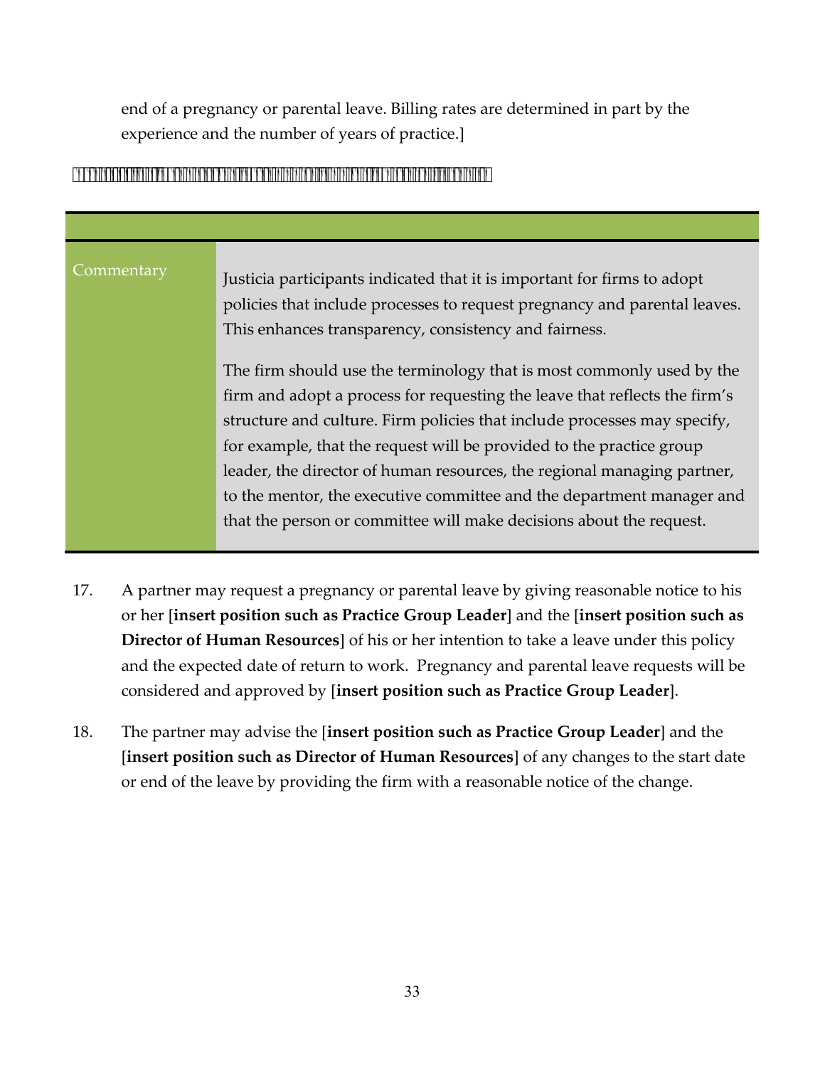end of a pregnancy or parental leave. Billing rates are determined in part by the experience and the number of years of practice.]

| Commentary | Justicia participants indicated that it is important for firms to adopt policies that include processes to request pregnancy and parental leaves. This enhances transparency, consistency and fairness.<br><br>The firm should use the terminology that is most commonly used by the firm and adopt a process for requesting the leave that reflects the firm's structure and culture. Firm policies that include processes may specify, for example, that the request will be provided to the practice group leader, the director of human resources, the regional managing partner, to the mentor, the executive committee and the department manager and that the person or committee will make decisions about the request. |
|---|---|

17. A partner may request a pregnancy or parental leave by giving reasonable notice to his or her [**insert position such as Practice Group Leader**] and the [**insert position such as Director of Human Resources**] of his or her intention to take a leave under this policy and the expected date of return to work. Pregnancy and parental leave requests will be considered and approved by [**insert position such as Practice Group Leader**].

18. The partner may advise the [**insert position such as Practice Group Leader**] and the [**insert position such as Director of Human Resources**] of any changes to the start date or end of the leave by providing the firm with a reasonable notice of the change.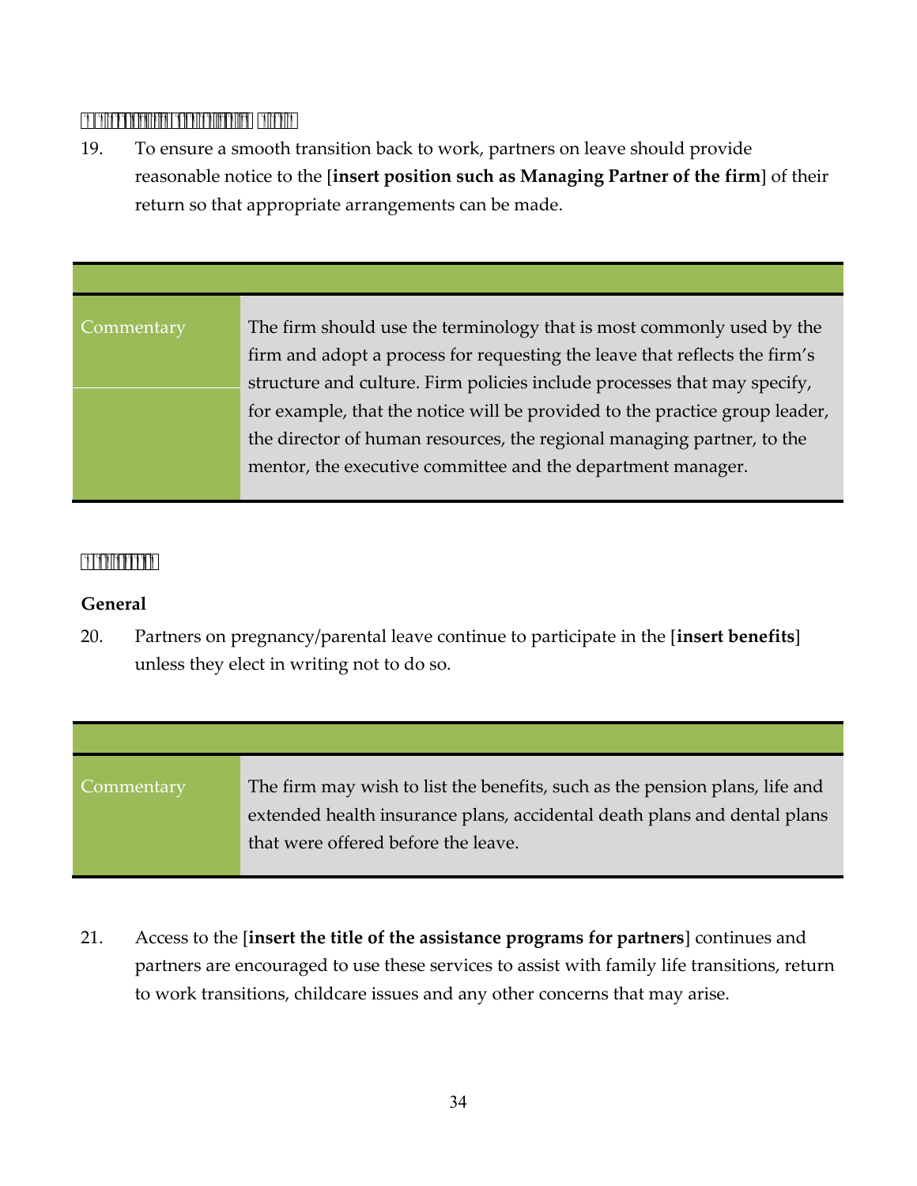19. To ensure a smooth transition back to work, partners on leave should provide reasonable notice to the [**insert position such as Managing Partner of the firm**] of their return so that appropriate arrangements can be made.

| | |
|---|---|
| Commentary | The firm should use the terminology that is most commonly used by the firm and adopt a process for requesting the leave that reflects the firm's structure and culture. Firm policies include processes that may specify, for example, that the notice will be provided to the practice group leader, the director of human resources, the regional managing partner, to the mentor, the executive committee and the department manager. |

**General**

20. Partners on pregnancy/parental leave continue to participate in the [**insert benefits**] unless they elect in writing not to do so.

| | |
|---|---|
| Commentary | The firm may wish to list the benefits, such as the pension plans, life and extended health insurance plans, accidental death plans and dental plans that were offered before the leave. |

21. Access to the [**insert the title of the assistance programs for partners**] continues and partners are encouraged to use these services to assist with family life transitions, return to work transitions, childcare issues and any other concerns that may arise.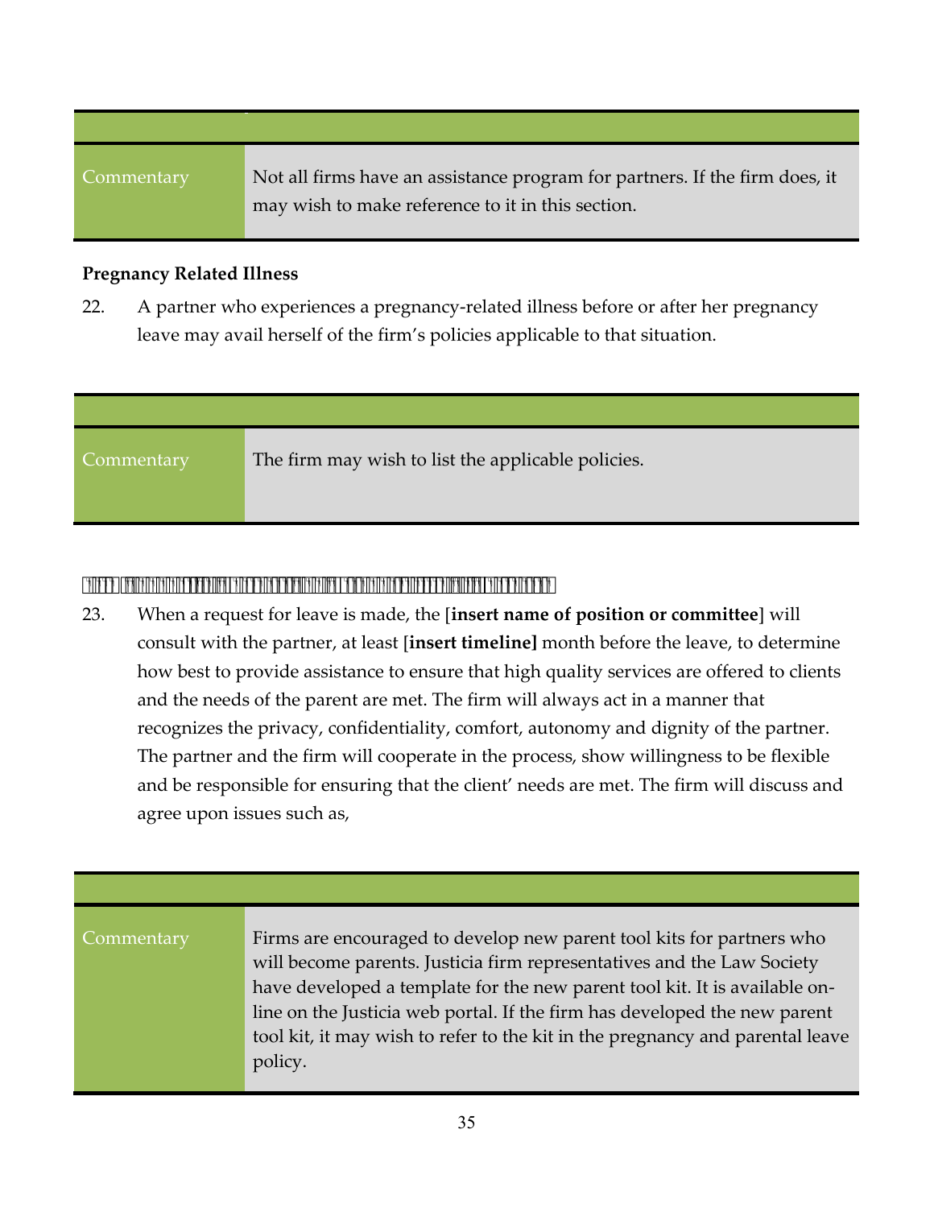| | |
|---|---|
| Commentary | Not all firms have an assistance program for partners. If the firm does, it may wish to make reference to it in this section. |

**Pregnancy Related Illness**

22. A partner who experiences a pregnancy-related illness before or after her pregnancy leave may avail herself of the firm's policies applicable to that situation.

| | |
|---|---|
| Commentary | The firm may wish to list the applicable policies. |

23. When a request for leave is made, the [**insert name of position or committee**] will consult with the partner, at least [**insert timeline]** month before the leave, to determine how best to provide assistance to ensure that high quality services are offered to clients and the needs of the parent are met. The firm will always act in a manner that recognizes the privacy, confidentiality, comfort, autonomy and dignity of the partner. The partner and the firm will cooperate in the process, show willingness to be flexible and be responsible for ensuring that the client' needs are met. The firm will discuss and agree upon issues such as,

| | |
|---|---|
| Commentary | Firms are encouraged to develop new parent tool kits for partners who will become parents. Justicia firm representatives and the Law Society have developed a template for the new parent tool kit. It is available on-line on the Justicia web portal. If the firm has developed the new parent tool kit, it may wish to refer to the kit in the pregnancy and parental leave policy. |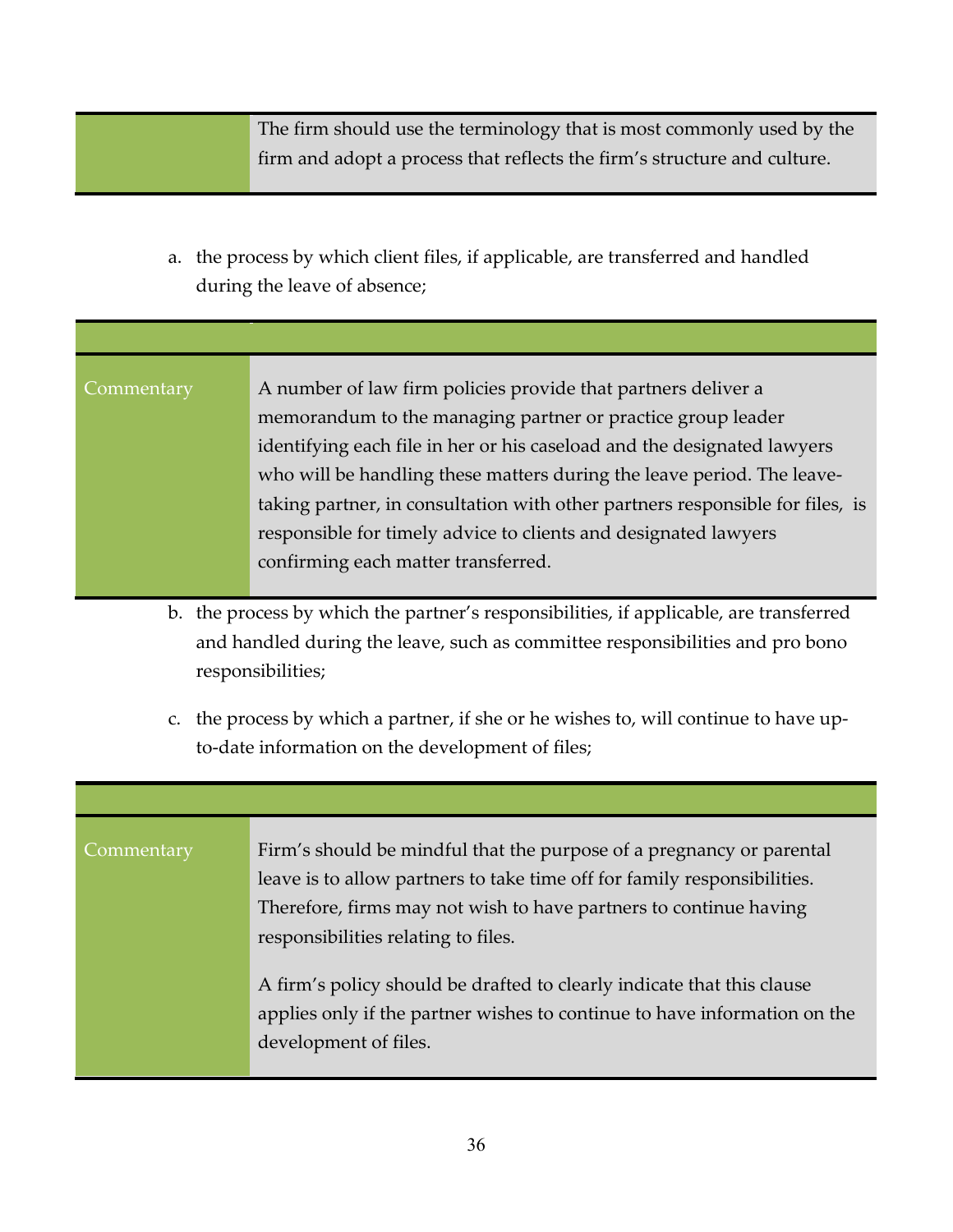| | |
|---|---|
| | The firm should use the terminology that is most commonly used by the firm and adopt a process that reflects the firm's structure and culture. |

a. the process by which client files, if applicable, are transferred and handled during the leave of absence;

| | |
|---|---|
| Commentary | A number of law firm policies provide that partners deliver a memorandum to the managing partner or practice group leader identifying each file in her or his caseload and the designated lawyers who will be handling these matters during the leave period. The leave-taking partner, in consultation with other partners responsible for files, is responsible for timely advice to clients and designated lawyers confirming each matter transferred. |

b. the process by which the partner's responsibilities, if applicable, are transferred and handled during the leave, such as committee responsibilities and pro bono responsibilities;

c. the process by which a partner, if she or he wishes to, will continue to have up-to-date information on the development of files;

| | |
|---|---|
| Commentary | Firm's should be mindful that the purpose of a pregnancy or parental leave is to allow partners to take time off for family responsibilities. Therefore, firms may not wish to have partners to continue having responsibilities relating to files.<br><br>A firm's policy should be drafted to clearly indicate that this clause applies only if the partner wishes to continue to have information on the development of files. |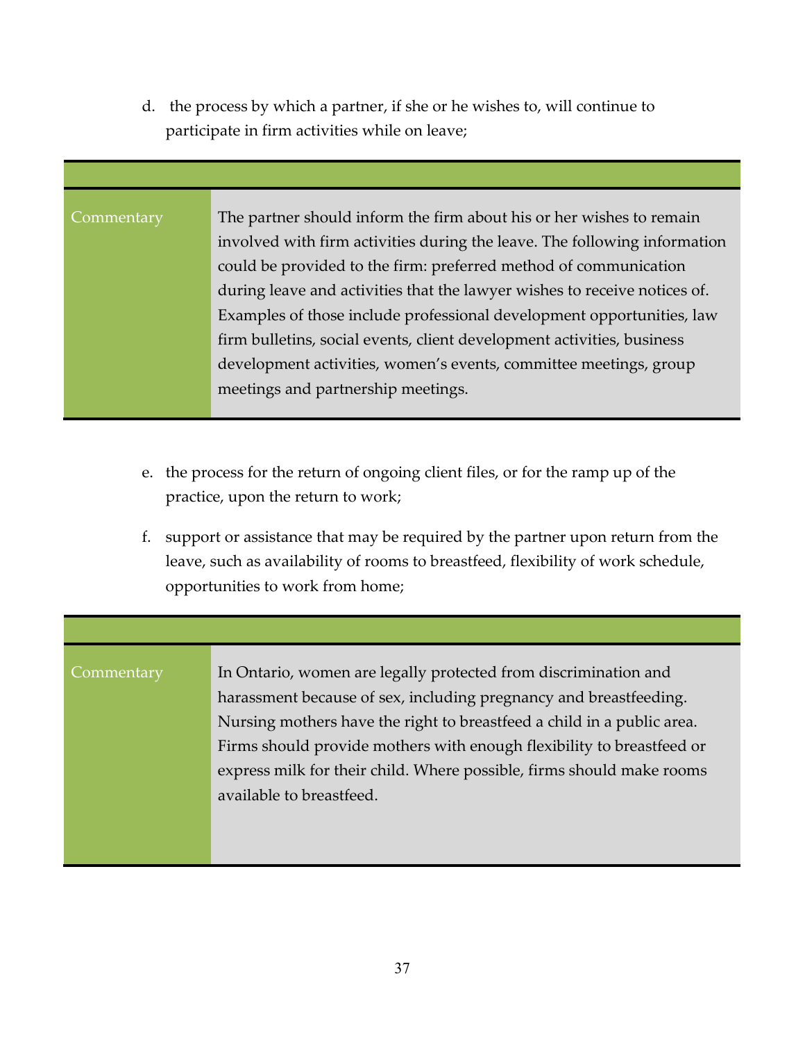d. the process by which a partner, if she or he wishes to, will continue to participate in firm activities while on leave;

| | |
|---|---|
| Commentary | The partner should inform the firm about his or her wishes to remain involved with firm activities during the leave. The following information could be provided to the firm: preferred method of communication during leave and activities that the lawyer wishes to receive notices of. Examples of those include professional development opportunities, law firm bulletins, social events, client development activities, business development activities, women's events, committee meetings, group meetings and partnership meetings. |

e. the process for the return of ongoing client files, or for the ramp up of the practice, upon the return to work;

f. support or assistance that may be required by the partner upon return from the leave, such as availability of rooms to breastfeed, flexibility of work schedule, opportunities to work from home;

| | |
|---|---|
| Commentary | In Ontario, women are legally protected from discrimination and harassment because of sex, including pregnancy and breastfeeding. Nursing mothers have the right to breastfeed a child in a public area. Firms should provide mothers with enough flexibility to breastfeed or express milk for their child. Where possible, firms should make rooms available to breastfeed. |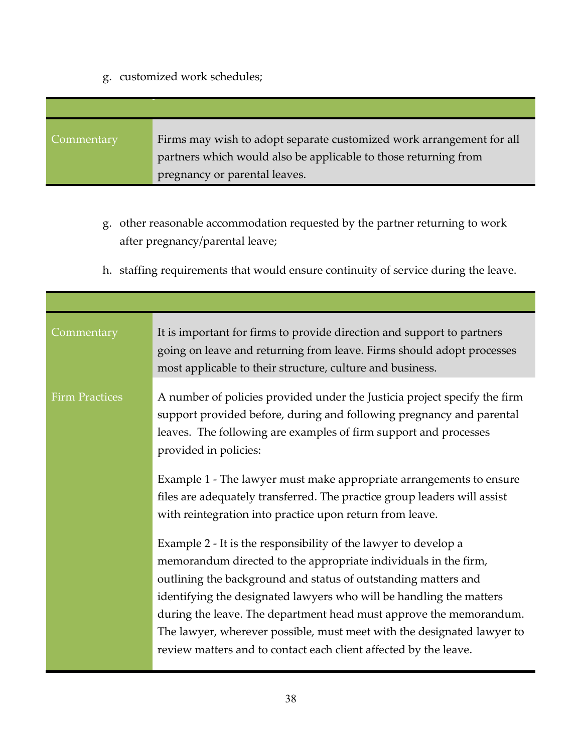g. customized work schedules;

| | |
|---|---|
| Commentary | Firms may wish to adopt separate customized work arrangement for all partners which would also be applicable to those returning from pregnancy or parental leaves. |

g. other reasonable accommodation requested by the partner returning to work after pregnancy/parental leave;

h. staffing requirements that would ensure continuity of service during the leave.

| | |
|---|---|
| Commentary | It is important for firms to provide direction and support to partners going on leave and returning from leave. Firms should adopt processes most applicable to their structure, culture and business. |
| Firm Practices | A number of policies provided under the Justicia project specify the firm support provided before, during and following pregnancy and parental leaves. The following are examples of firm support and processes provided in policies:<br><br>Example 1 - The lawyer must make appropriate arrangements to ensure files are adequately transferred. The practice group leaders will assist with reintegration into practice upon return from leave.<br><br>Example 2 - It is the responsibility of the lawyer to develop a memorandum directed to the appropriate individuals in the firm, outlining the background and status of outstanding matters and identifying the designated lawyers who will be handling the matters during the leave. The department head must approve the memorandum. The lawyer, wherever possible, must meet with the designated lawyer to review matters and to contact each client affected by the leave. |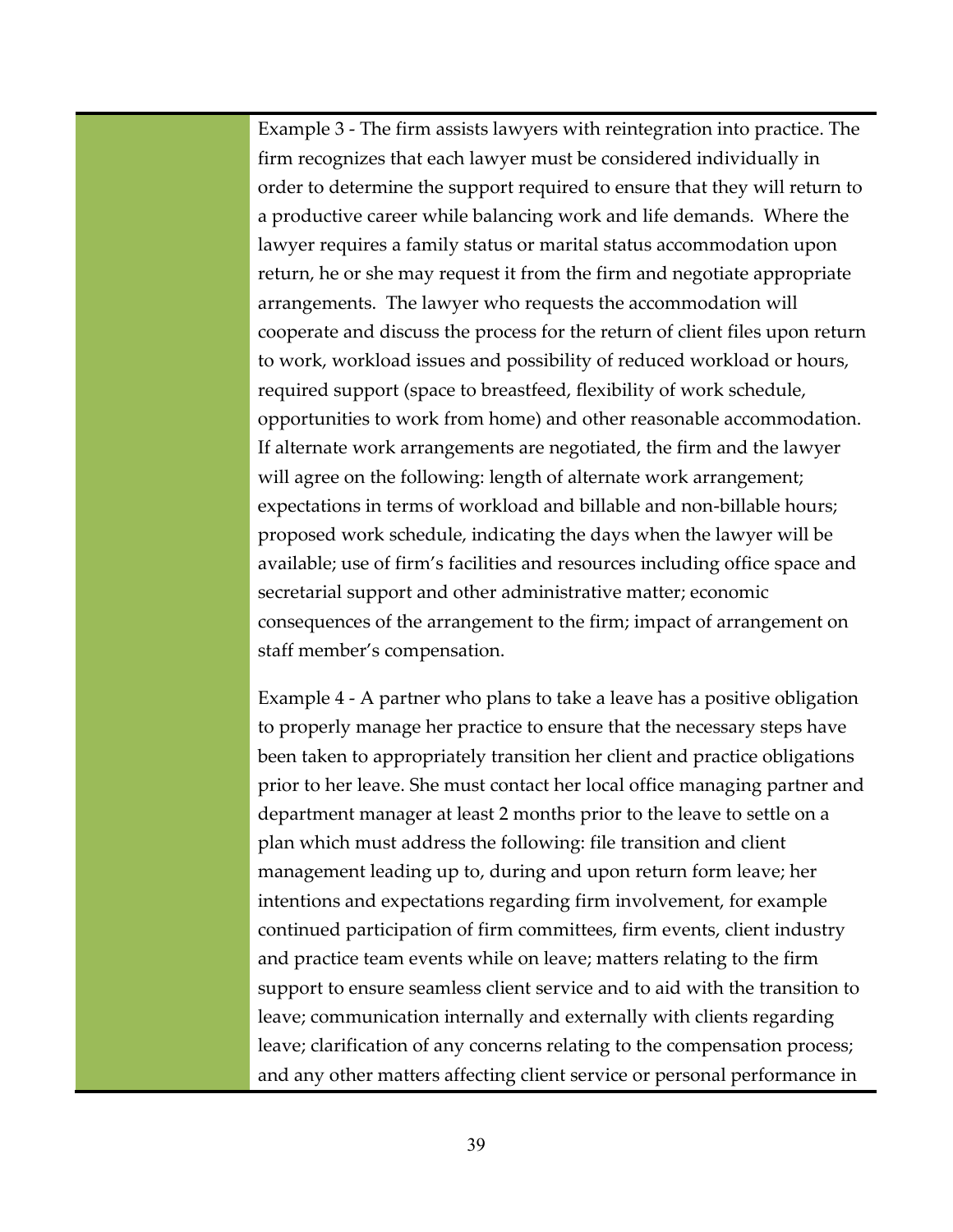Example 3 - The firm assists lawyers with reintegration into practice. The firm recognizes that each lawyer must be considered individually in order to determine the support required to ensure that they will return to a productive career while balancing work and life demands. Where the lawyer requires a family status or marital status accommodation upon return, he or she may request it from the firm and negotiate appropriate arrangements. The lawyer who requests the accommodation will cooperate and discuss the process for the return of client files upon return to work, workload issues and possibility of reduced workload or hours, required support (space to breastfeed, flexibility of work schedule, opportunities to work from home) and other reasonable accommodation. If alternate work arrangements are negotiated, the firm and the lawyer will agree on the following: length of alternate work arrangement; expectations in terms of workload and billable and non-billable hours; proposed work schedule, indicating the days when the lawyer will be available; use of firm's facilities and resources including office space and secretarial support and other administrative matter; economic consequences of the arrangement to the firm; impact of arrangement on staff member's compensation.

Example 4 - A partner who plans to take a leave has a positive obligation to properly manage her practice to ensure that the necessary steps have been taken to appropriately transition her client and practice obligations prior to her leave. She must contact her local office managing partner and department manager at least 2 months prior to the leave to settle on a plan which must address the following: file transition and client management leading up to, during and upon return form leave; her intentions and expectations regarding firm involvement, for example continued participation of firm committees, firm events, client industry and practice team events while on leave; matters relating to the firm support to ensure seamless client service and to aid with the transition to leave; communication internally and externally with clients regarding leave; clarification of any concerns relating to the compensation process; and any other matters affecting client service or personal performance in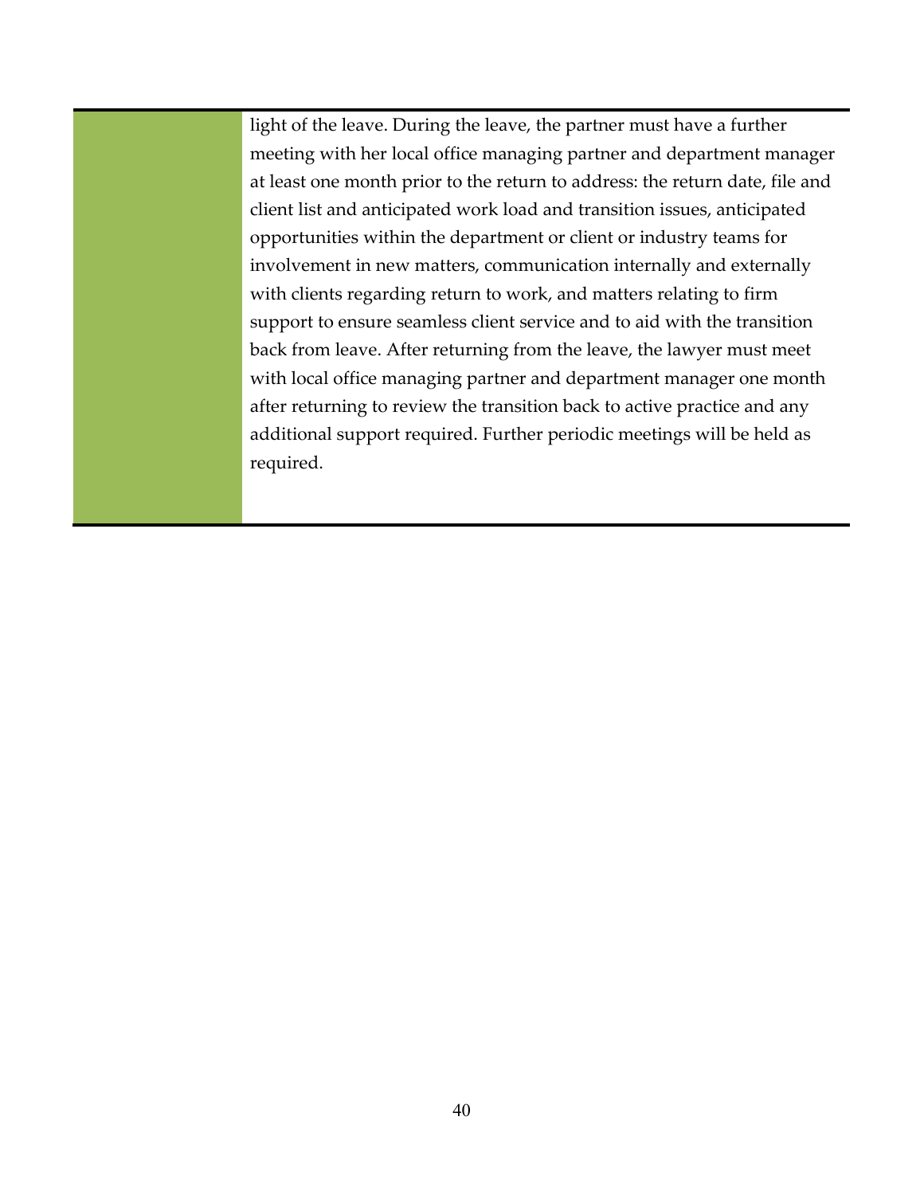light of the leave. During the leave, the partner must have a further meeting with her local office managing partner and department manager at least one month prior to the return to address: the return date, file and client list and anticipated work load and transition issues, anticipated opportunities within the department or client or industry teams for involvement in new matters, communication internally and externally with clients regarding return to work, and matters relating to firm support to ensure seamless client service and to aid with the transition back from leave. After returning from the leave, the lawyer must meet with local office managing partner and department manager one month after returning to review the transition back to active practice and any additional support required. Further periodic meetings will be held as required.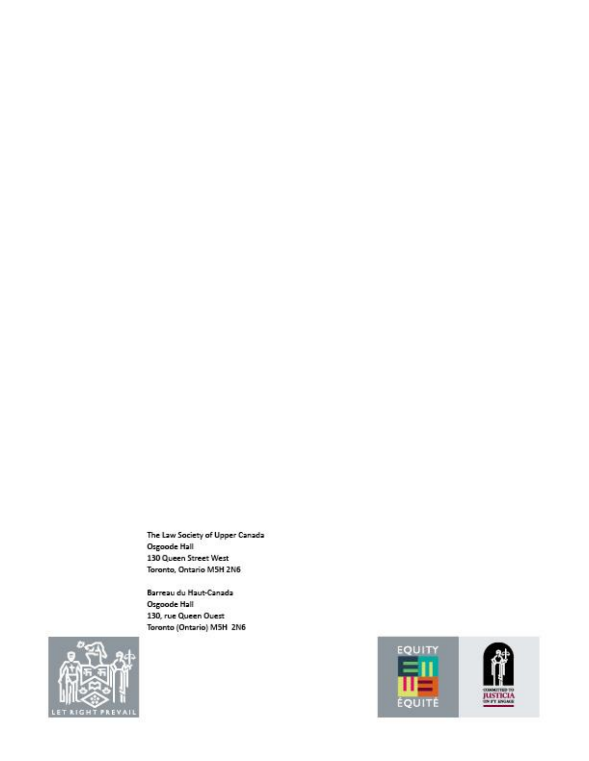The Law Society of Upper Canada
Osgoode Hall
130 Queen Street West
Toronto, Ontario M5H 2N6

Barreau du Haut-Canada
Osgoode Hall
130, rue Queen Ouest
Toronto (Ontario) M5H 2N6